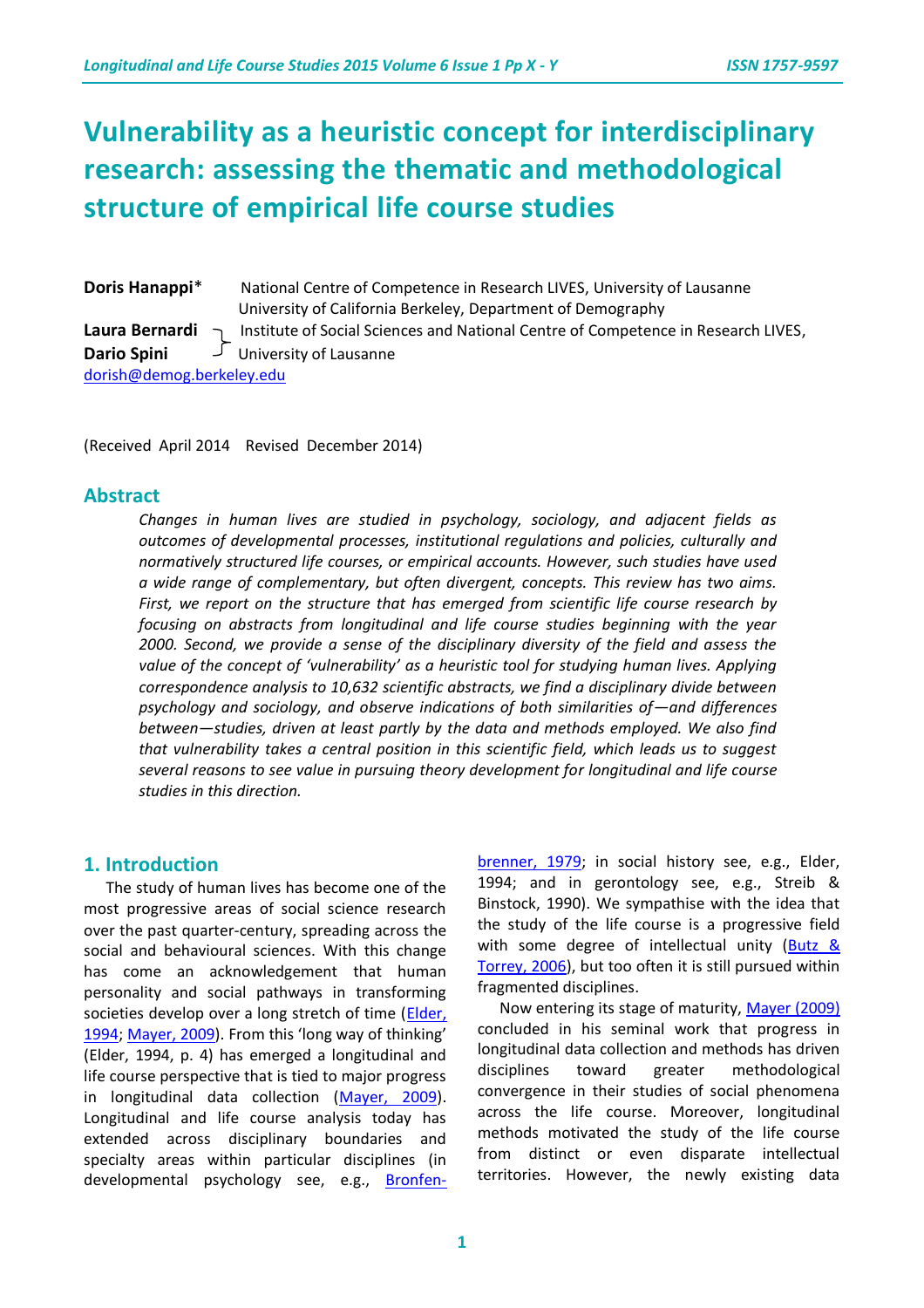# Vulnerability as a heuristic concept for interdisciplinary research: assessing the thematic and methodological structure of empirical life course studies

**Doris Hanappi*** National Centre of Competence in Research LIVES, University of Lausanne
University of California Berkeley, Department of Demography

**Laura Bernardi**
**Dario Spini** } Institute of Social Sciences and National Centre of Competence in Research LIVES, University of Lausanne

dorish@demog.berkeley.edu

(Received April 2014 Revised December 2014)

## Abstract

*Changes in human lives are studied in psychology, sociology, and adjacent fields as outcomes of developmental processes, institutional regulations and policies, culturally and normatively structured life courses, or empirical accounts. However, such studies have used a wide range of complementary, but often divergent, concepts. This review has two aims. First, we report on the structure that has emerged from scientific life course research by focusing on abstracts from longitudinal and life course studies beginning with the year 2000. Second, we provide a sense of the disciplinary diversity of the field and assess the value of the concept of 'vulnerability' as a heuristic tool for studying human lives. Applying correspondence analysis to 10,632 scientific abstracts, we find a disciplinary divide between psychology and sociology, and observe indications of both similarities of—and differences between—studies, driven at least partly by the data and methods employed. We also find that vulnerability takes a central position in this scientific field, which leads us to suggest several reasons to see value in pursuing theory development for longitudinal and life course studies in this direction.*

## 1. Introduction

The study of human lives has become one of the most progressive areas of social science research over the past quarter-century, spreading across the social and behavioural sciences. With this change has come an acknowledgement that human personality and social pathways in transforming societies develop over a long stretch of time (Elder, 1994; Mayer, 2009). From this 'long way of thinking' (Elder, 1994, p. 4) has emerged a longitudinal and life course perspective that is tied to major progress in longitudinal data collection (Mayer, 2009). Longitudinal and life course analysis today has extended across disciplinary boundaries and specialty areas within particular disciplines (in developmental psychology see, e.g., Bronfenbrenner, 1979; in social history see, e.g., Elder, 1994; and in gerontology see, e.g., Streib & Binstock, 1990). We sympathise with the idea that the study of the life course is a progressive field with some degree of intellectual unity (Butz & Torrey, 2006), but too often it is still pursued within fragmented disciplines.

Now entering its stage of maturity, Mayer (2009) concluded in his seminal work that progress in longitudinal data collection and methods has driven disciplines toward greater methodological convergence in their studies of social phenomena across the life course. Moreover, longitudinal methods motivated the study of the life course from distinct or even disparate intellectual territories. However, the newly existing data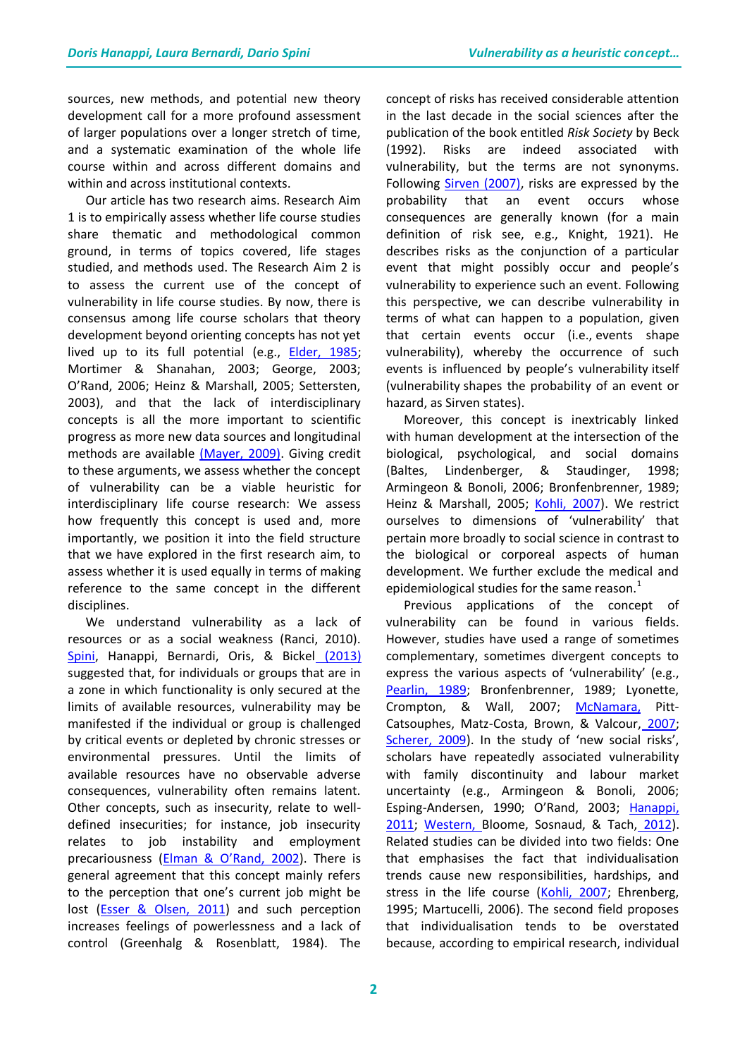sources, new methods, and potential new theory development call for a more profound assessment of larger populations over a longer stretch of time, and a systematic examination of the whole life course within and across different domains and within and across institutional contexts.

Our article has two research aims. Research Aim 1 is to empirically assess whether life course studies share thematic and methodological common ground, in terms of topics covered, life stages studied, and methods used. The Research Aim 2 is to assess the current use of the concept of vulnerability in life course studies. By now, there is consensus among life course scholars that theory development beyond orienting concepts has not yet lived up to its full potential (e.g., Elder, 1985; Mortimer & Shanahan, 2003; George, 2003; O'Rand, 2006; Heinz & Marshall, 2005; Settersten, 2003), and that the lack of interdisciplinary concepts is all the more important to scientific progress as more new data sources and longitudinal methods are available (Mayer, 2009). Giving credit to these arguments, we assess whether the concept of vulnerability can be a viable heuristic for interdisciplinary life course research: We assess how frequently this concept is used and, more importantly, we position it into the field structure that we have explored in the first research aim, to assess whether it is used equally in terms of making reference to the same concept in the different disciplines.

We understand vulnerability as a lack of resources or as a social weakness (Ranci, 2010). Spini, Hanappi, Bernardi, Oris, & Bickel (2013) suggested that, for individuals or groups that are in a zone in which functionality is only secured at the limits of available resources, vulnerability may be manifested if the individual or group is challenged by critical events or depleted by chronic stresses or environmental pressures. Until the limits of available resources have no observable adverse consequences, vulnerability often remains latent. Other concepts, such as insecurity, relate to well-defined insecurities; for instance, job insecurity relates to job instability and employment precariousness (Elman & O'Rand, 2002). There is general agreement that this concept mainly refers to the perception that one's current job might be lost (Esser & Olsen, 2011) and such perception increases feelings of powerlessness and a lack of control (Greenhalg & Rosenblatt, 1984). The concept of risks has received considerable attention in the last decade in the social sciences after the publication of the book entitled *Risk Society* by Beck (1992). Risks are indeed associated with vulnerability, but the terms are not synonyms. Following Sirven (2007), risks are expressed by the probability that an event occurs whose consequences are generally known (for a main definition of risk see, e.g., Knight, 1921). He describes risks as the conjunction of a particular event that might possibly occur and people's vulnerability to experience such an event. Following this perspective, we can describe vulnerability in terms of what can happen to a population, given that certain events occur (i.e., events shape vulnerability), whereby the occurrence of such events is influenced by people's vulnerability itself (vulnerability shapes the probability of an event or hazard, as Sirven states).

Moreover, this concept is inextricably linked with human development at the intersection of the biological, psychological, and social domains (Baltes, Lindenberger, & Staudinger, 1998; Armingeon & Bonoli, 2006; Bronfenbrenner, 1989; Heinz & Marshall, 2005; Kohli, 2007). We restrict ourselves to dimensions of 'vulnerability' that pertain more broadly to social science in contrast to the biological or corporeal aspects of human development. We further exclude the medical and epidemiological studies for the same reason.[1]

Previous applications of the concept of vulnerability can be found in various fields. However, studies have used a range of sometimes complementary, sometimes divergent concepts to express the various aspects of 'vulnerability' (e.g., Pearlin, 1989; Bronfenbrenner, 1989; Lyonette, Crompton, & Wall, 2007; McNamara, Pitt-Catsouphes, Matz-Costa, Brown, & Valcour, 2007; Scherer, 2009). In the study of 'new social risks', scholars have repeatedly associated vulnerability with family discontinuity and labour market uncertainty (e.g., Armingeon & Bonoli, 2006; Esping-Andersen, 1990; O'Rand, 2003; Hanappi, 2011; Western, Bloome, Sosnaud, & Tach, 2012). Related studies can be divided into two fields: One that emphasises the fact that individualisation trends cause new responsibilities, hardships, and stress in the life course (Kohli, 2007; Ehrenberg, 1995; Martucelli, 2006). The second field proposes that individualisation tends to be overstated because, according to empirical research, individual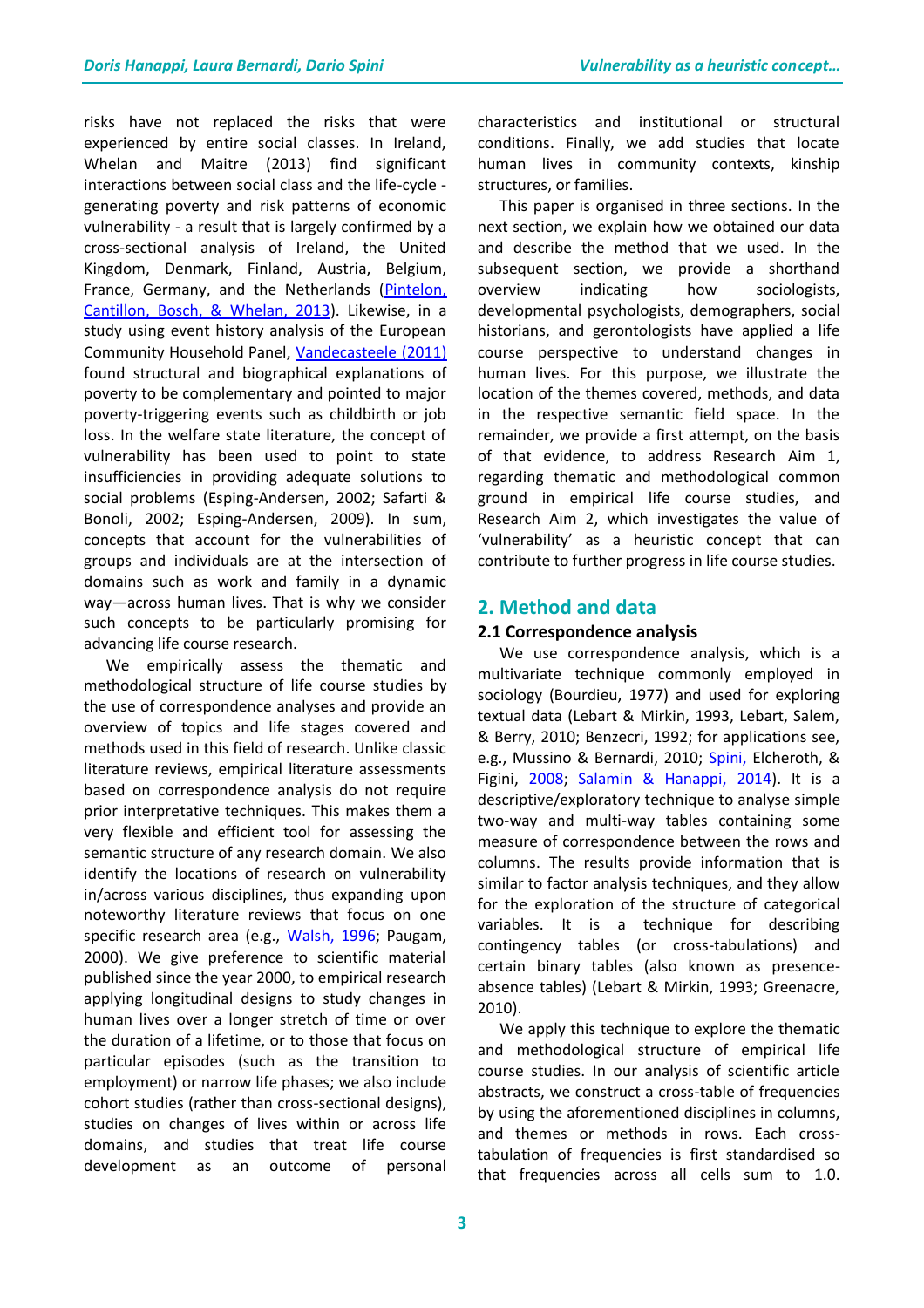risks have not replaced the risks that were experienced by entire social classes. In Ireland, Whelan and Maitre (2013) find significant interactions between social class and the life-cycle - generating poverty and risk patterns of economic vulnerability - a result that is largely confirmed by a cross-sectional analysis of Ireland, the United Kingdom, Denmark, Finland, Austria, Belgium, France, Germany, and the Netherlands (Pintelon, Cantillon, Bosch, & Whelan, 2013). Likewise, in a study using event history analysis of the European Community Household Panel, Vandecasteele (2011) found structural and biographical explanations of poverty to be complementary and pointed to major poverty-triggering events such as childbirth or job loss. In the welfare state literature, the concept of vulnerability has been used to point to state insufficiencies in providing adequate solutions to social problems (Esping-Andersen, 2002; Safarti & Bonoli, 2002; Esping-Andersen, 2009). In sum, concepts that account for the vulnerabilities of groups and individuals are at the intersection of domains such as work and family in a dynamic way—across human lives. That is why we consider such concepts to be particularly promising for advancing life course research.

We empirically assess the thematic and methodological structure of life course studies by the use of correspondence analyses and provide an overview of topics and life stages covered and methods used in this field of research. Unlike classic literature reviews, empirical literature assessments based on correspondence analysis do not require prior interpretative techniques. This makes them a very flexible and efficient tool for assessing the semantic structure of any research domain. We also identify the locations of research on vulnerability in/across various disciplines, thus expanding upon noteworthy literature reviews that focus on one specific research area (e.g., Walsh, 1996; Paugam, 2000). We give preference to scientific material published since the year 2000, to empirical research applying longitudinal designs to study changes in human lives over a longer stretch of time or over the duration of a lifetime, or to those that focus on particular episodes (such as the transition to employment) or narrow life phases; we also include cohort studies (rather than cross-sectional designs), studies on changes of lives within or across life domains, and studies that treat life course development as an outcome of personal characteristics and institutional or structural conditions. Finally, we add studies that locate human lives in community contexts, kinship structures, or families.

This paper is organised in three sections. In the next section, we explain how we obtained our data and describe the method that we used. In the subsequent section, we provide a shorthand overview indicating how sociologists, developmental psychologists, demographers, social historians, and gerontologists have applied a life course perspective to understand changes in human lives. For this purpose, we illustrate the location of the themes covered, methods, and data in the respective semantic field space. In the remainder, we provide a first attempt, on the basis of that evidence, to address Research Aim 1, regarding thematic and methodological common ground in empirical life course studies, and Research Aim 2, which investigates the value of 'vulnerability' as a heuristic concept that can contribute to further progress in life course studies.

## 2. Method and data

### 2.1 Correspondence analysis

We use correspondence analysis, which is a multivariate technique commonly employed in sociology (Bourdieu, 1977) and used for exploring textual data (Lebart & Mirkin, 1993, Lebart, Salem, & Berry, 2010; Benzecri, 1992; for applications see, e.g., Mussino & Bernardi, 2010; Spini, Elcheroth, & Figini, 2008; Salamin & Hanappi, 2014). It is a descriptive/exploratory technique to analyse simple two-way and multi-way tables containing some measure of correspondence between the rows and columns. The results provide information that is similar to factor analysis techniques, and they allow for the exploration of the structure of categorical variables. It is a technique for describing contingency tables (or cross-tabulations) and certain binary tables (also known as presence-absence tables) (Lebart & Mirkin, 1993; Greenacre, 2010).

We apply this technique to explore the thematic and methodological structure of empirical life course studies. In our analysis of scientific article abstracts, we construct a cross-table of frequencies by using the aforementioned disciplines in columns, and themes or methods in rows. Each cross-tabulation of frequencies is first standardised so that frequencies across all cells sum to 1.0.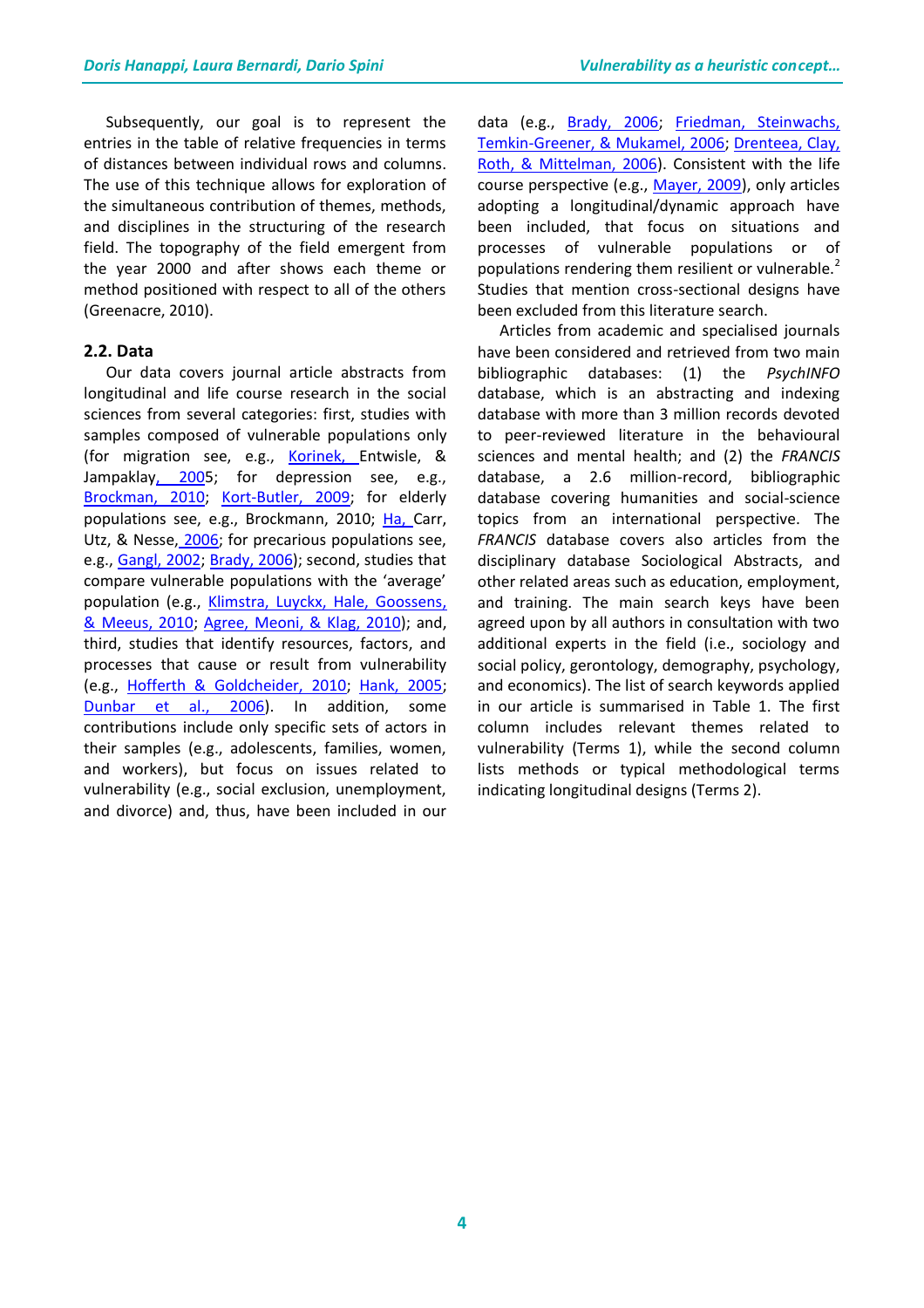Subsequently, our goal is to represent the entries in the table of relative frequencies in terms of distances between individual rows and columns. The use of this technique allows for exploration of the simultaneous contribution of themes, methods, and disciplines in the structuring of the research field. The topography of the field emergent from the year 2000 and after shows each theme or method positioned with respect to all of the others (Greenacre, 2010).

### 2.2. Data

Our data covers journal article abstracts from longitudinal and life course research in the social sciences from several categories: first, studies with samples composed of vulnerable populations only (for migration see, e.g., Korinek, Entwisle, & Jampaklay, 2005; for depression see, e.g., Brockman, 2010; Kort-Butler, 2009; for elderly populations see, e.g., Brockmann, 2010; Ha, Carr, Utz, & Nesse, 2006; for precarious populations see, e.g., Gangl, 2002; Brady, 2006); second, studies that compare vulnerable populations with the 'average' population (e.g., Klimstra, Luyckx, Hale, Goossens, & Meeus, 2010; Agree, Meoni, & Klag, 2010); and, third, studies that identify resources, factors, and processes that cause or result from vulnerability (e.g., Hofferth & Goldcheider, 2010; Hank, 2005; Dunbar et al., 2006). In addition, some contributions include only specific sets of actors in their samples (e.g., adolescents, families, women, and workers), but focus on issues related to vulnerability (e.g., social exclusion, unemployment, and divorce) and, thus, have been included in our data (e.g., Brady, 2006; Friedman, Steinwachs, Temkin-Greener, & Mukamel, 2006; Drenteea, Clay, Roth, & Mittelman, 2006). Consistent with the life course perspective (e.g., Mayer, 2009), only articles adopting a longitudinal/dynamic approach have been included, that focus on situations and processes of vulnerable populations or of populations rendering them resilient or vulnerable.[2] Studies that mention cross-sectional designs have been excluded from this literature search.

Articles from academic and specialised journals have been considered and retrieved from two main bibliographic databases: (1) the *PsychINFO* database, which is an abstracting and indexing database with more than 3 million records devoted to peer-reviewed literature in the behavioural sciences and mental health; and (2) the *FRANCIS* database, a 2.6 million-record, bibliographic database covering humanities and social-science topics from an international perspective. The *FRANCIS* database covers also articles from the disciplinary database Sociological Abstracts, and other related areas such as education, employment, and training. The main search keys have been agreed upon by all authors in consultation with two additional experts in the field (i.e., sociology and social policy, gerontology, demography, psychology, and economics). The list of search keywords applied in our article is summarised in Table 1. The first column includes relevant themes related to vulnerability (Terms 1), while the second column lists methods or typical methodological terms indicating longitudinal designs (Terms 2).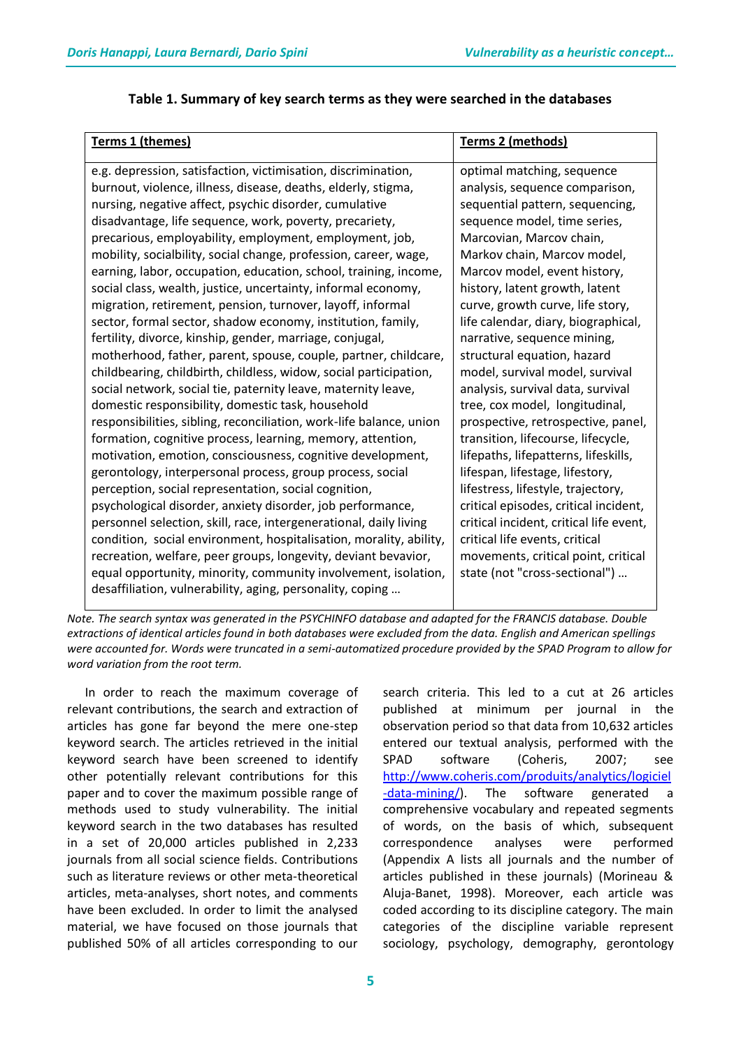**Table 1. Summary of key search terms as they were searched in the databases**

| Terms 1 (themes) | Terms 2 (methods) |
|---|---|
| e.g. depression, satisfaction, victimisation, discrimination, burnout, violence, illness, disease, deaths, elderly, stigma, nursing, negative affect, psychic disorder, cumulative disadvantage, life sequence, work, poverty, precariety, precarious, employability, employment, job, mobility, socialbility, social change, profession, career, wage, earning, labor, occupation, education, school, training, income, social class, wealth, justice, uncertainty, informal economy, migration, retirement, pension, turnover, layoff, informal sector, formal sector, shadow economy, institution, family, fertility, divorce, kinship, gender, marriage, conjugal, motherhood, father, parent, spouse, couple, partner, childcare, childbearing, childbirth, childless, widow, social participation, social network, social tie, paternity leave, maternity leave, domestic responsibility, domestic task, household responsibilities, sibling, reconciliation, work-life balance, union formation, cognitive process, learning, memory, attention, motivation, emotion, consciousness, cognitive development, gerontology, interpersonal process, group process, social perception, social representation, social cognition, psychological disorder, anxiety disorder, job performance, personnel selection, skill, race, intergenerational, daily living condition, social environment, hospitalisation, morality, ability, recreation, welfare, peer groups, longevity, deviant bevavior, equal opportunity, minority, community involvement, isolation, desaffiliation, vulnerability, aging, personality, coping … | optimal matching, sequence analysis, sequence comparison, sequential pattern, sequencing, sequence model, time series, Marcovian, Marcov chain, Markov chain, Marcov model, Marcov model, event history, history, latent growth, latent curve, growth curve, life story, life calendar, diary, biographical, narrative, sequence mining, structural equation, hazard model, survival model, survival analysis, survival data, survival tree, cox model, longitudinal, prospective, retrospective, panel, transition, lifecourse, lifecycle, lifepaths, lifepatterns, lifeskills, lifespan, lifestage, lifestory, lifestress, lifestyle, trajectory, critical episodes, critical incident, critical incident, critical life event, critical life events, critical movements, critical point, critical state (not "cross-sectional") … |

*Note. The search syntax was generated in the PSYCHINFO database and adapted for the FRANCIS database. Double extractions of identical articles found in both databases were excluded from the data. English and American spellings were accounted for. Words were truncated in a semi-automatized procedure provided by the SPAD Program to allow for word variation from the root term.*

In order to reach the maximum coverage of relevant contributions, the search and extraction of articles has gone far beyond the mere one-step keyword search. The articles retrieved in the initial keyword search have been screened to identify other potentially relevant contributions for this paper and to cover the maximum possible range of methods used to study vulnerability. The initial keyword search in the two databases has resulted in a set of 20,000 articles published in 2,233 journals from all social science fields. Contributions such as literature reviews or other meta-theoretical articles, meta-analyses, short notes, and comments have been excluded. In order to limit the analysed material, we have focused on those journals that published 50% of all articles corresponding to our search criteria. This led to a cut at 26 articles published at minimum per journal in the observation period so that data from 10,632 articles entered our textual analysis, performed with the SPAD software (Coheris, 2007; see http://www.coheris.com/produits/analytics/logiciel-data-mining/). The software generated a comprehensive vocabulary and repeated segments of words, on the basis of which, subsequent correspondence analyses were performed (Appendix A lists all journals and the number of articles published in these journals) (Morineau & Aluja-Banet, 1998). Moreover, each article was coded according to its discipline category. The main categories of the discipline variable represent sociology, psychology, demography, gerontology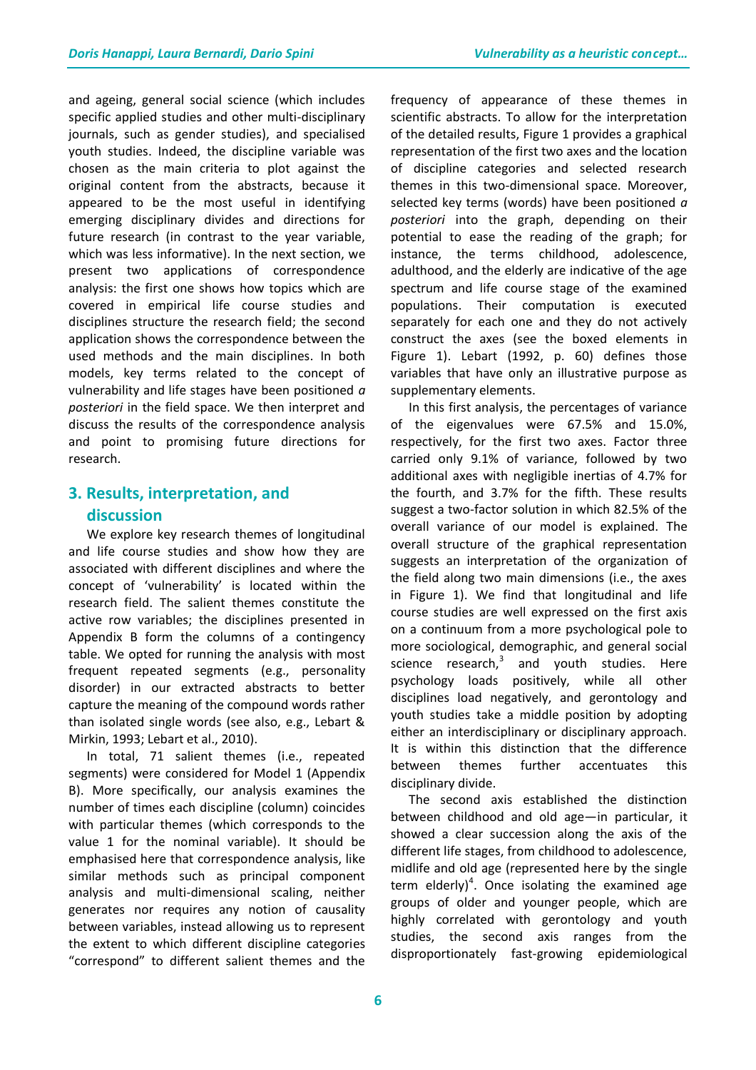and ageing, general social science (which includes specific applied studies and other multi-disciplinary journals, such as gender studies), and specialised youth studies. Indeed, the discipline variable was chosen as the main criteria to plot against the original content from the abstracts, because it appeared to be the most useful in identifying emerging disciplinary divides and directions for future research (in contrast to the year variable, which was less informative). In the next section, we present two applications of correspondence analysis: the first one shows how topics which are covered in empirical life course studies and disciplines structure the research field; the second application shows the correspondence between the used methods and the main disciplines. In both models, key terms related to the concept of vulnerability and life stages have been positioned *a posteriori* in the field space. We then interpret and discuss the results of the correspondence analysis and point to promising future directions for research.

## 3. Results, interpretation, and discussion

We explore key research themes of longitudinal and life course studies and show how they are associated with different disciplines and where the concept of 'vulnerability' is located within the research field. The salient themes constitute the active row variables; the disciplines presented in Appendix B form the columns of a contingency table. We opted for running the analysis with most frequent repeated segments (e.g., personality disorder) in our extracted abstracts to better capture the meaning of the compound words rather than isolated single words (see also, e.g., Lebart & Mirkin, 1993; Lebart et al., 2010).

In total, 71 salient themes (i.e., repeated segments) were considered for Model 1 (Appendix B). More specifically, our analysis examines the number of times each discipline (column) coincides with particular themes (which corresponds to the value 1 for the nominal variable). It should be emphasised here that correspondence analysis, like similar methods such as principal component analysis and multi-dimensional scaling, neither generates nor requires any notion of causality between variables, instead allowing us to represent the extent to which different discipline categories "correspond" to different salient themes and the frequency of appearance of these themes in scientific abstracts. To allow for the interpretation of the detailed results, Figure 1 provides a graphical representation of the first two axes and the location of discipline categories and selected research themes in this two-dimensional space. Moreover, selected key terms (words) have been positioned *a posteriori* into the graph, depending on their potential to ease the reading of the graph; for instance, the terms childhood, adolescence, adulthood, and the elderly are indicative of the age spectrum and life course stage of the examined populations. Their computation is executed separately for each one and they do not actively construct the axes (see the boxed elements in Figure 1). Lebart (1992, p. 60) defines those variables that have only an illustrative purpose as supplementary elements.

In this first analysis, the percentages of variance of the eigenvalues were 67.5% and 15.0%, respectively, for the first two axes. Factor three carried only 9.1% of variance, followed by two additional axes with negligible inertias of 4.7% for the fourth, and 3.7% for the fifth. These results suggest a two-factor solution in which 82.5% of the overall variance of our model is explained. The overall structure of the graphical representation suggests an interpretation of the organization of the field along two main dimensions (i.e., the axes in Figure 1). We find that longitudinal and life course studies are well expressed on the first axis on a continuum from a more psychological pole to more sociological, demographic, and general social science research,[3] and youth studies. Here psychology loads positively, while all other disciplines load negatively, and gerontology and youth studies take a middle position by adopting either an interdisciplinary or disciplinary approach. It is within this distinction that the difference between themes further accentuates this disciplinary divide.

The second axis established the distinction between childhood and old age—in particular, it showed a clear succession along the axis of the different life stages, from childhood to adolescence, midlife and old age (represented here by the single term elderly)[4]. Once isolating the examined age groups of older and younger people, which are highly correlated with gerontology and youth studies, the second axis ranges from the disproportionately fast-growing epidemiological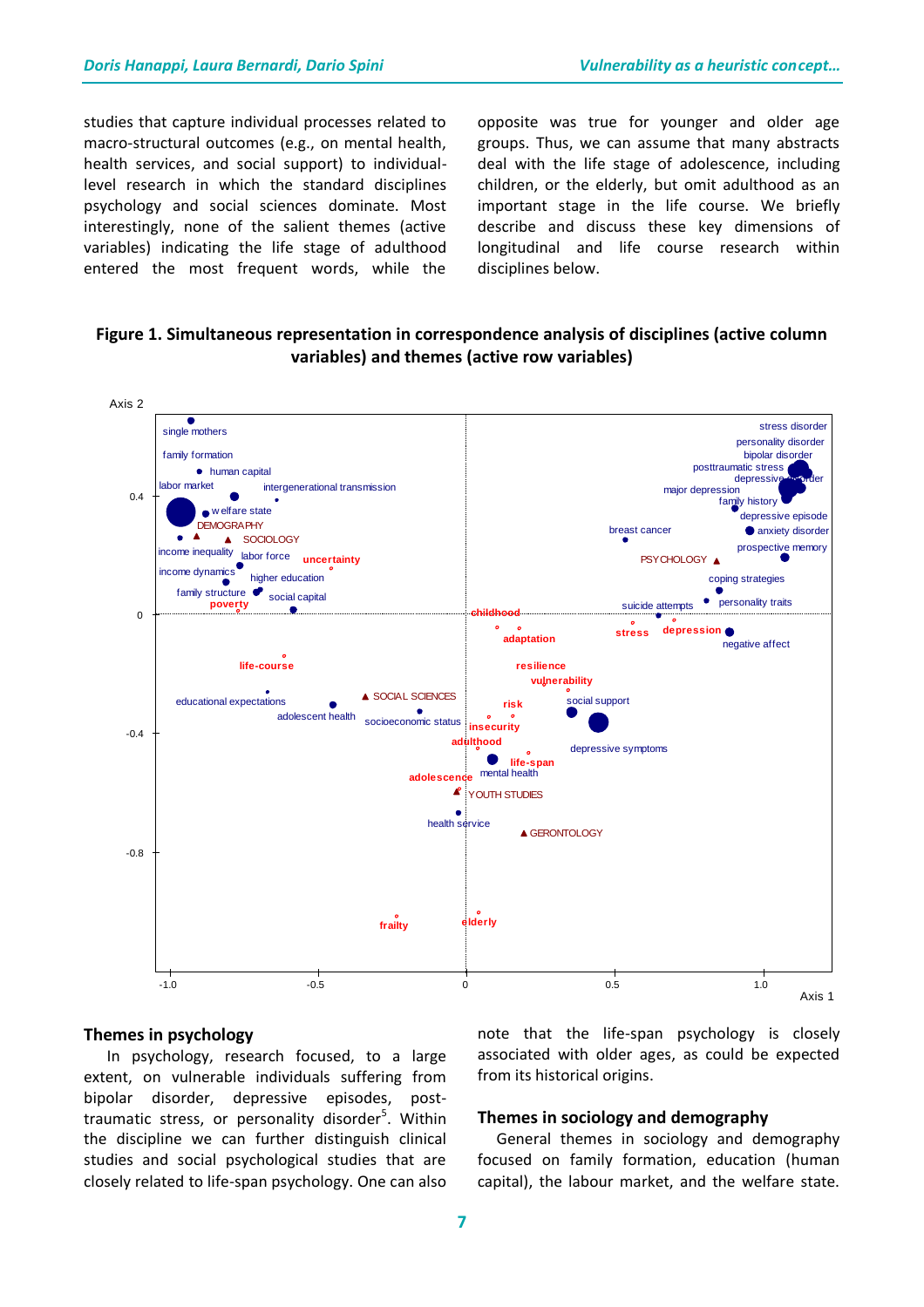studies that capture individual processes related to macro-structural outcomes (e.g., on mental health, health services, and social support) to individual-level research in which the standard disciplines psychology and social sciences dominate. Most interestingly, none of the salient themes (active variables) indicating the life stage of adulthood entered the most frequent words, while the opposite was true for younger and older age groups. Thus, we can assume that many abstracts deal with the life stage of adolescence, including children, or the elderly, but omit adulthood as an important stage in the life course. We briefly describe and discuss these key dimensions of longitudinal and life course research within disciplines below.

**Figure 1. Simultaneous representation in correspondence analysis of disciplines (active column variables) and themes (active row variables)**

### Themes in psychology

In psychology, research focused, to a large extent, on vulnerable individuals suffering from bipolar disorder, depressive episodes, post-traumatic stress, or personality disorder[5]. Within the discipline we can further distinguish clinical studies and social psychological studies that are closely related to life-span psychology. One can also note that the life-span psychology is closely associated with older ages, as could be expected from its historical origins.

### Themes in sociology and demography

General themes in sociology and demography focused on family formation, education (human capital), the labour market, and the welfare state.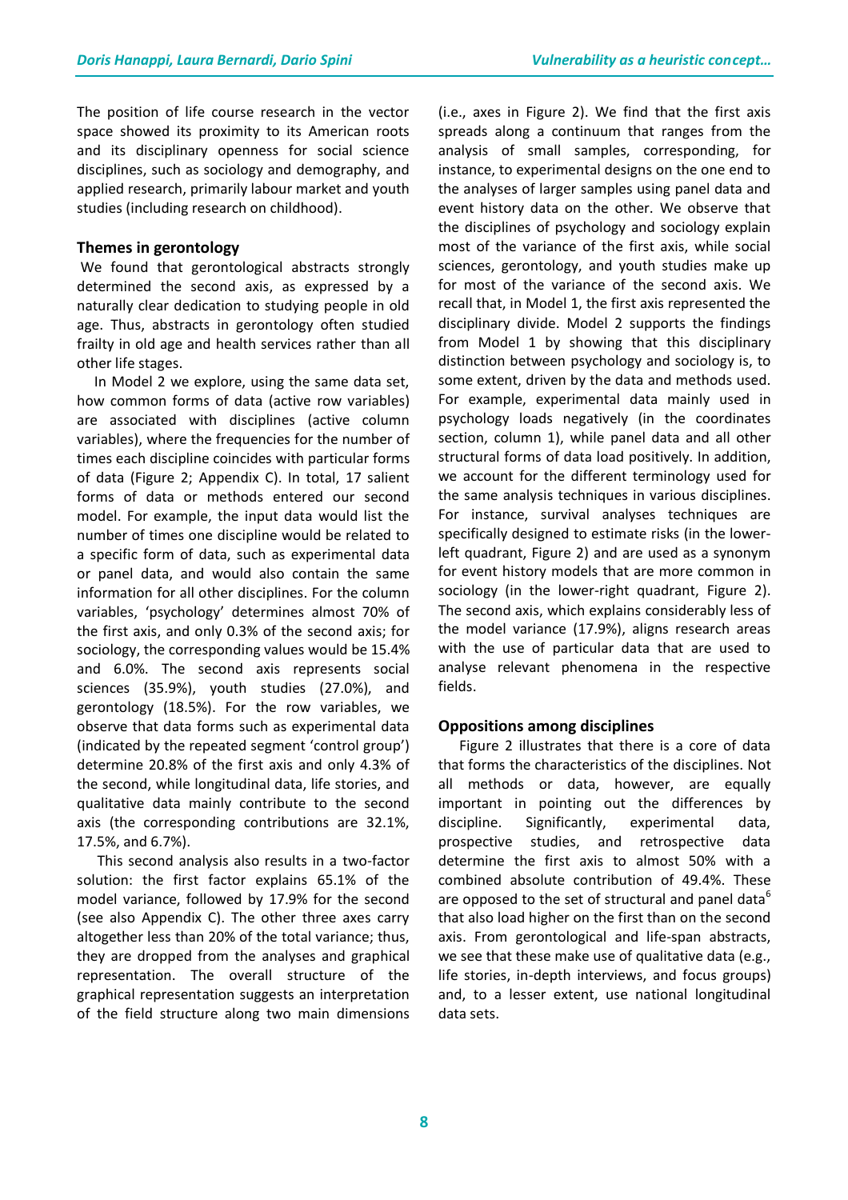The position of life course research in the vector space showed its proximity to its American roots and its disciplinary openness for social science disciplines, such as sociology and demography, and applied research, primarily labour market and youth studies (including research on childhood).

### Themes in gerontology

We found that gerontological abstracts strongly determined the second axis, as expressed by a naturally clear dedication to studying people in old age. Thus, abstracts in gerontology often studied frailty in old age and health services rather than all other life stages.

In Model 2 we explore, using the same data set, how common forms of data (active row variables) are associated with disciplines (active column variables), where the frequencies for the number of times each discipline coincides with particular forms of data (Figure 2; Appendix C). In total, 17 salient forms of data or methods entered our second model. For example, the input data would list the number of times one discipline would be related to a specific form of data, such as experimental data or panel data, and would also contain the same information for all other disciplines. For the column variables, 'psychology' determines almost 70% of the first axis, and only 0.3% of the second axis; for sociology, the corresponding values would be 15.4% and 6.0%. The second axis represents social sciences (35.9%), youth studies (27.0%), and gerontology (18.5%). For the row variables, we observe that data forms such as experimental data (indicated by the repeated segment 'control group') determine 20.8% of the first axis and only 4.3% of the second, while longitudinal data, life stories, and qualitative data mainly contribute to the second axis (the corresponding contributions are 32.1%, 17.5%, and 6.7%).

This second analysis also results in a two-factor solution: the first factor explains 65.1% of the model variance, followed by 17.9% for the second (see also Appendix C). The other three axes carry altogether less than 20% of the total variance; thus, they are dropped from the analyses and graphical representation. The overall structure of the graphical representation suggests an interpretation of the field structure along two main dimensions (i.e., axes in Figure 2). We find that the first axis spreads along a continuum that ranges from the analysis of small samples, corresponding, for instance, to experimental designs on the one end to the analyses of larger samples using panel data and event history data on the other. We observe that the disciplines of psychology and sociology explain most of the variance of the first axis, while social sciences, gerontology, and youth studies make up for most of the variance of the second axis. We recall that, in Model 1, the first axis represented the disciplinary divide. Model 2 supports the findings from Model 1 by showing that this disciplinary distinction between psychology and sociology is, to some extent, driven by the data and methods used. For example, experimental data mainly used in psychology loads negatively (in the coordinates section, column 1), while panel data and all other structural forms of data load positively. In addition, we account for the different terminology used for the same analysis techniques in various disciplines. For instance, survival analyses techniques are specifically designed to estimate risks (in the lower-left quadrant, Figure 2) and are used as a synonym for event history models that are more common in sociology (in the lower-right quadrant, Figure 2). The second axis, which explains considerably less of the model variance (17.9%), aligns research areas with the use of particular data that are used to analyse relevant phenomena in the respective fields.

### Oppositions among disciplines

Figure 2 illustrates that there is a core of data that forms the characteristics of the disciplines. Not all methods or data, however, are equally important in pointing out the differences by discipline. Significantly, experimental data, prospective studies, and retrospective data determine the first axis to almost 50% with a combined absolute contribution of 49.4%. These are opposed to the set of structural and panel data[6] that also load higher on the first than on the second axis. From gerontological and life-span abstracts, we see that these make use of qualitative data (e.g., life stories, in-depth interviews, and focus groups) and, to a lesser extent, use national longitudinal data sets.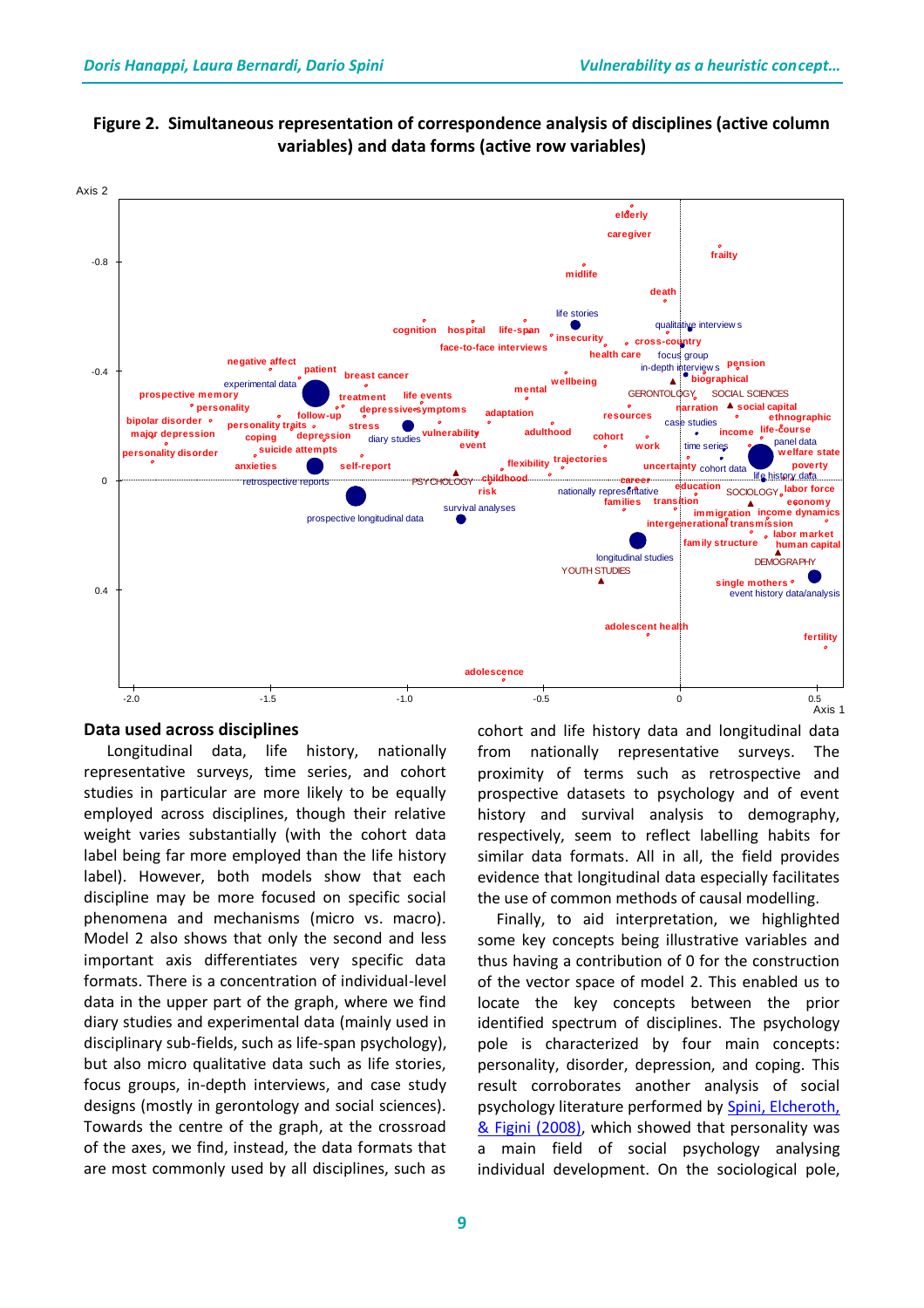**Figure 2. Simultaneous representation of correspondence analysis of disciplines (active column variables) and data forms (active row variables)**

## Data used across disciplines

Longitudinal data, life history, nationally representative surveys, time series, and cohort studies in particular are more likely to be equally employed across disciplines, though their relative weight varies substantially (with the cohort data label being far more employed than the life history label). However, both models show that each discipline may be more focused on specific social phenomena and mechanisms (micro vs. macro). Model 2 also shows that only the second and less important axis differentiates very specific data formats. There is a concentration of individual-level data in the upper part of the graph, where we find diary studies and experimental data (mainly used in disciplinary sub-fields, such as life-span psychology), but also micro qualitative data such as life stories, focus groups, in-depth interviews, and case study designs (mostly in gerontology and social sciences). Towards the centre of the graph, at the crossroad of the axes, we find, instead, the data formats that are most commonly used by all disciplines, such as cohort and life history data and longitudinal data from nationally representative surveys. The proximity of terms such as retrospective and prospective datasets to psychology and of event history and survival analysis to demography, respectively, seem to reflect labelling habits for similar data formats. All in all, the field provides evidence that longitudinal data especially facilitates the use of common methods of causal modelling.

Finally, to aid interpretation, we highlighted some key concepts being illustrative variables and thus having a contribution of 0 for the construction of the vector space of model 2. This enabled us to locate the key concepts between the prior identified spectrum of disciplines. The psychology pole is characterized by four main concepts: personality, disorder, depression, and coping. This result corroborates another analysis of social psychology literature performed by Spini, Elcheroth, & Figini (2008), which showed that personality was a main field of social psychology analysing individual development. On the sociological pole,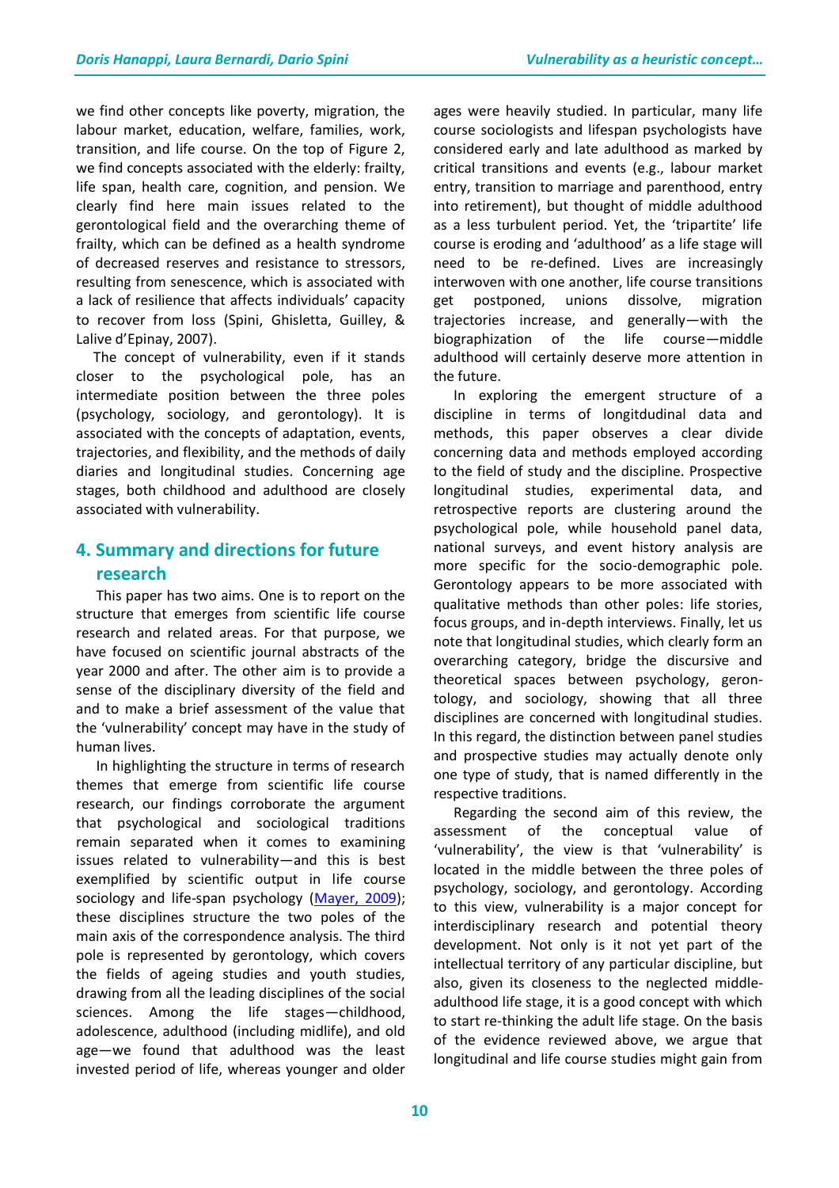we find other concepts like poverty, migration, the labour market, education, welfare, families, work, transition, and life course. On the top of Figure 2, we find concepts associated with the elderly: frailty, life span, health care, cognition, and pension. We clearly find here main issues related to the gerontological field and the overarching theme of frailty, which can be defined as a health syndrome of decreased reserves and resistance to stressors, resulting from senescence, which is associated with a lack of resilience that affects individuals' capacity to recover from loss (Spini, Ghisletta, Guilley, & Lalive d'Epinay, 2007).

The concept of vulnerability, even if it stands closer to the psychological pole, has an intermediate position between the three poles (psychology, sociology, and gerontology). It is associated with the concepts of adaptation, events, trajectories, and flexibility, and the methods of daily diaries and longitudinal studies. Concerning age stages, both childhood and adulthood are closely associated with vulnerability.

## 4. Summary and directions for future research

This paper has two aims. One is to report on the structure that emerges from scientific life course research and related areas. For that purpose, we have focused on scientific journal abstracts of the year 2000 and after. The other aim is to provide a sense of the disciplinary diversity of the field and and to make a brief assessment of the value that the 'vulnerability' concept may have in the study of human lives.

In highlighting the structure in terms of research themes that emerge from scientific life course research, our findings corroborate the argument that psychological and sociological traditions remain separated when it comes to examining issues related to vulnerability—and this is best exemplified by scientific output in life course sociology and life-span psychology (Mayer, 2009); these disciplines structure the two poles of the main axis of the correspondence analysis. The third pole is represented by gerontology, which covers the fields of ageing studies and youth studies, drawing from all the leading disciplines of the social sciences. Among the life stages—childhood, adolescence, adulthood (including midlife), and old age—we found that adulthood was the least invested period of life, whereas younger and older ages were heavily studied. In particular, many life course sociologists and lifespan psychologists have considered early and late adulthood as marked by critical transitions and events (e.g., labour market entry, transition to marriage and parenthood, entry into retirement), but thought of middle adulthood as a less turbulent period. Yet, the 'tripartite' life course is eroding and 'adulthood' as a life stage will need to be re-defined. Lives are increasingly interwoven with one another, life course transitions get postponed, unions dissolve, migration trajectories increase, and generally—with the biographization of the life course—middle adulthood will certainly deserve more attention in the future.

In exploring the emergent structure of a discipline in terms of longitudinal data and methods, this paper observes a clear divide concerning data and methods employed according to the field of study and the discipline. Prospective longitudinal studies, experimental data, and retrospective reports are clustering around the psychological pole, while household panel data, national surveys, and event history analysis are more specific for the socio-demographic pole. Gerontology appears to be more associated with qualitative methods than other poles: life stories, focus groups, and in-depth interviews. Finally, let us note that longitudinal studies, which clearly form an overarching category, bridge the discursive and theoretical spaces between psychology, gerontology, and sociology, showing that all three disciplines are concerned with longitudinal studies. In this regard, the distinction between panel studies and prospective studies may actually denote only one type of study, that is named differently in the respective traditions.

Regarding the second aim of this review, the assessment of the conceptual value of 'vulnerability', the view is that 'vulnerability' is located in the middle between the three poles of psychology, sociology, and gerontology. According to this view, vulnerability is a major concept for interdisciplinary research and potential theory development. Not only is it not yet part of the intellectual territory of any particular discipline, but also, given its closeness to the neglected middle-adulthood life stage, it is a good concept with which to start re-thinking the adult life stage. On the basis of the evidence reviewed above, we argue that longitudinal and life course studies might gain from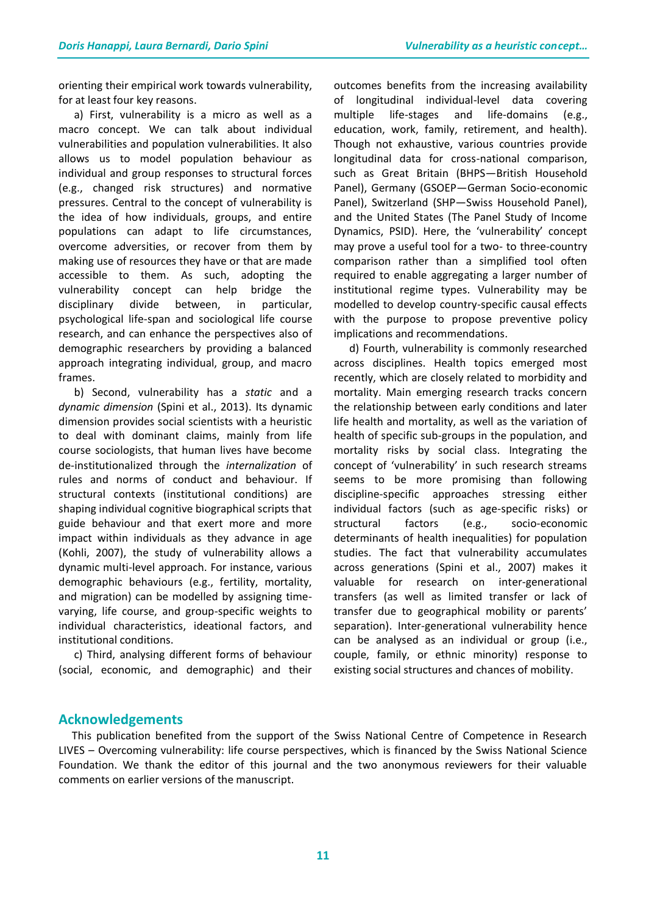orienting their empirical work towards vulnerability, for at least four key reasons.

a) First, vulnerability is a micro as well as a macro concept. We can talk about individual vulnerabilities and population vulnerabilities. It also allows us to model population behaviour as individual and group responses to structural forces (e.g., changed risk structures) and normative pressures. Central to the concept of vulnerability is the idea of how individuals, groups, and entire populations can adapt to life circumstances, overcome adversities, or recover from them by making use of resources they have or that are made accessible to them. As such, adopting the vulnerability concept can help bridge the disciplinary divide between, in particular, psychological life-span and sociological life course research, and can enhance the perspectives also of demographic researchers by providing a balanced approach integrating individual, group, and macro frames.

b) Second, vulnerability has a *static* and a *dynamic dimension* (Spini et al., 2013). Its dynamic dimension provides social scientists with a heuristic to deal with dominant claims, mainly from life course sociologists, that human lives have become de-institutionalized through the *internalization* of rules and norms of conduct and behaviour. If structural contexts (institutional conditions) are shaping individual cognitive biographical scripts that guide behaviour and that exert more and more impact within individuals as they advance in age (Kohli, 2007), the study of vulnerability allows a dynamic multi-level approach. For instance, various demographic behaviours (e.g., fertility, mortality, and migration) can be modelled by assigning time-varying, life course, and group-specific weights to individual characteristics, ideational factors, and institutional conditions.

c) Third, analysing different forms of behaviour (social, economic, and demographic) and their outcomes benefits from the increasing availability of longitudinal individual-level data covering multiple life-stages and life-domains (e.g., education, work, family, retirement, and health). Though not exhaustive, various countries provide longitudinal data for cross-national comparison, such as Great Britain (BHPS—British Household Panel), Germany (GSOEP—German Socio-economic Panel), Switzerland (SHP—Swiss Household Panel), and the United States (The Panel Study of Income Dynamics, PSID). Here, the 'vulnerability' concept may prove a useful tool for a two- to three-country comparison rather than a simplified tool often required to enable aggregating a larger number of institutional regime types. Vulnerability may be modelled to develop country-specific causal effects with the purpose to propose preventive policy implications and recommendations.

d) Fourth, vulnerability is commonly researched across disciplines. Health topics emerged most recently, which are closely related to morbidity and mortality. Main emerging research tracks concern the relationship between early conditions and later life health and mortality, as well as the variation of health of specific sub-groups in the population, and mortality risks by social class. Integrating the concept of 'vulnerability' in such research streams seems to be more promising than following discipline-specific approaches stressing either individual factors (such as age-specific risks) or structural factors (e.g., socio-economic determinants of health inequalities) for population studies. The fact that vulnerability accumulates across generations (Spini et al., 2007) makes it valuable for research on inter-generational transfers (as well as limited transfer or lack of transfer due to geographical mobility or parents' separation). Inter-generational vulnerability hence can be analysed as an individual or group (i.e., couple, family, or ethnic minority) response to existing social structures and chances of mobility.

## Acknowledgements

This publication benefited from the support of the Swiss National Centre of Competence in Research LIVES – Overcoming vulnerability: life course perspectives, which is financed by the Swiss National Science Foundation. We thank the editor of this journal and the two anonymous reviewers for their valuable comments on earlier versions of the manuscript.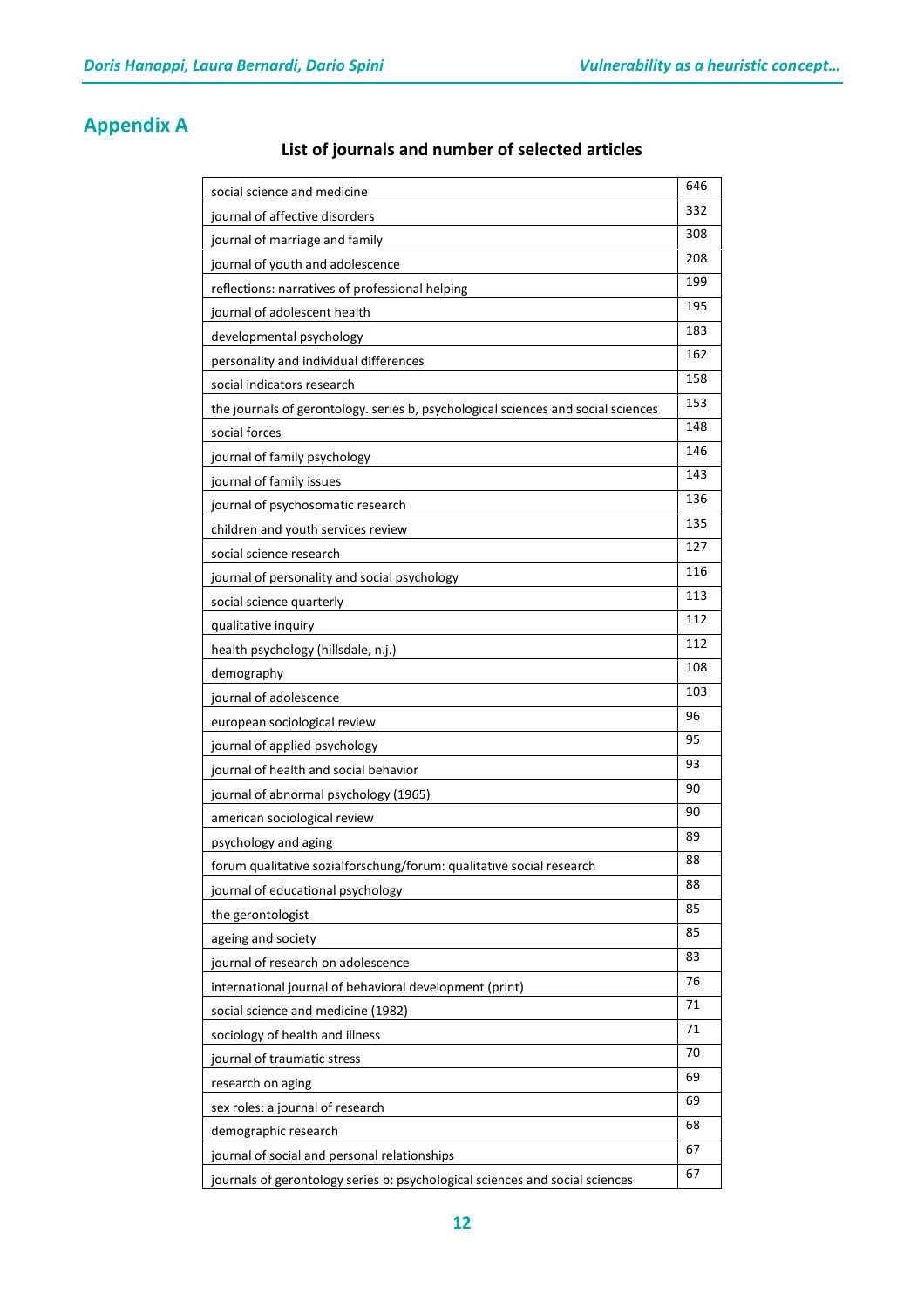# Appendix A

## List of journals and number of selected articles

| | |
|---|---|
| social science and medicine | 646 |
| journal of affective disorders | 332 |
| journal of marriage and family | 308 |
| journal of youth and adolescence | 208 |
| reflections: narratives of professional helping | 199 |
| journal of adolescent health | 195 |
| developmental psychology | 183 |
| personality and individual differences | 162 |
| social indicators research | 158 |
| the journals of gerontology. series b, psychological sciences and social sciences | 153 |
| social forces | 148 |
| journal of family psychology | 146 |
| journal of family issues | 143 |
| journal of psychosomatic research | 136 |
| children and youth services review | 135 |
| social science research | 127 |
| journal of personality and social psychology | 116 |
| social science quarterly | 113 |
| qualitative inquiry | 112 |
| health psychology (hillsdale, n.j.) | 112 |
| demography | 108 |
| journal of adolescence | 103 |
| european sociological review | 96 |
| journal of applied psychology | 95 |
| journal of health and social behavior | 93 |
| journal of abnormal psychology (1965) | 90 |
| american sociological review | 90 |
| psychology and aging | 89 |
| forum qualitative sozialforschung/forum: qualitative social research | 88 |
| journal of educational psychology | 88 |
| the gerontologist | 85 |
| ageing and society | 85 |
| journal of research on adolescence | 83 |
| international journal of behavioral development (print) | 76 |
| social science and medicine (1982) | 71 |
| sociology of health and illness | 71 |
| journal of traumatic stress | 70 |
| research on aging | 69 |
| sex roles: a journal of research | 69 |
| demographic research | 68 |
| journal of social and personal relationships | 67 |
| journals of gerontology series b: psychological sciences and social sciences | 67 |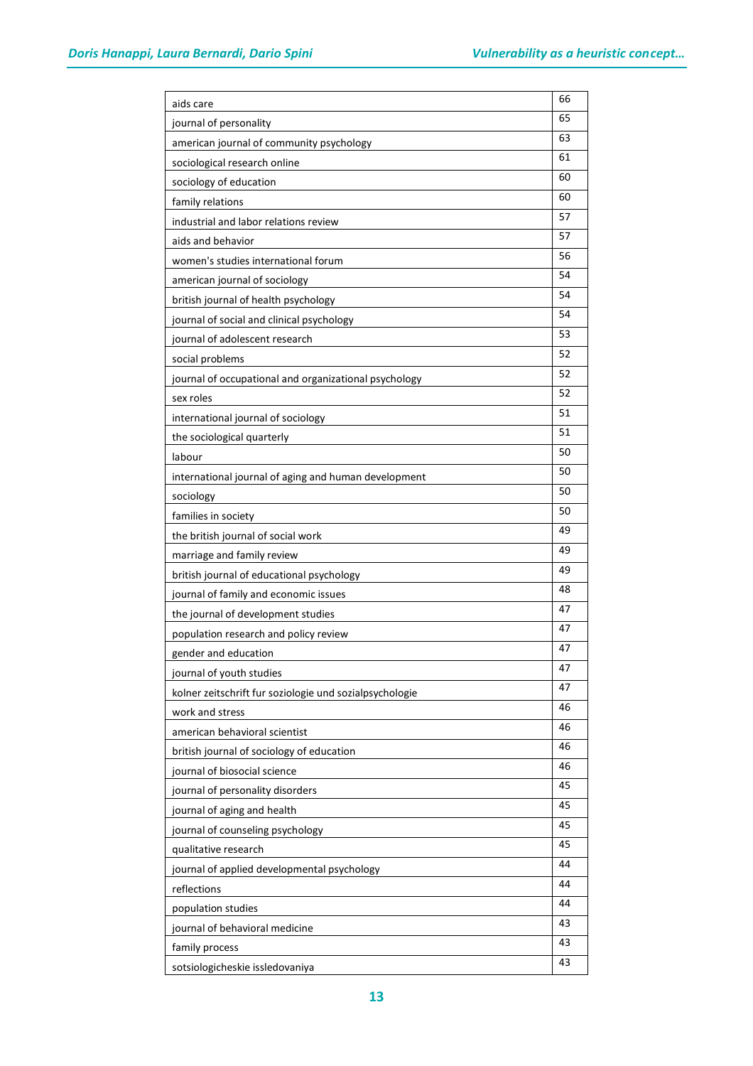| | |
|---|---|
| aids care | 66 |
| journal of personality | 65 |
| american journal of community psychology | 63 |
| sociological research online | 61 |
| sociology of education | 60 |
| family relations | 60 |
| industrial and labor relations review | 57 |
| aids and behavior | 57 |
| women's studies international forum | 56 |
| american journal of sociology | 54 |
| british journal of health psychology | 54 |
| journal of social and clinical psychology | 54 |
| journal of adolescent research | 53 |
| social problems | 52 |
| journal of occupational and organizational psychology | 52 |
| sex roles | 52 |
| international journal of sociology | 51 |
| the sociological quarterly | 51 |
| labour | 50 |
| international journal of aging and human development | 50 |
| sociology | 50 |
| families in society | 50 |
| the british journal of social work | 49 |
| marriage and family review | 49 |
| british journal of educational psychology | 49 |
| journal of family and economic issues | 48 |
| the journal of development studies | 47 |
| population research and policy review | 47 |
| gender and education | 47 |
| journal of youth studies | 47 |
| kolner zeitschrift fur soziologie und sozialpsychologie | 47 |
| work and stress | 46 |
| american behavioral scientist | 46 |
| british journal of sociology of education | 46 |
| journal of biosocial science | 46 |
| journal of personality disorders | 45 |
| journal of aging and health | 45 |
| journal of counseling psychology | 45 |
| qualitative research | 45 |
| journal of applied developmental psychology | 44 |
| reflections | 44 |
| population studies | 44 |
| journal of behavioral medicine | 43 |
| family process | 43 |
| sotsiologicheskie issledovaniya | 43 |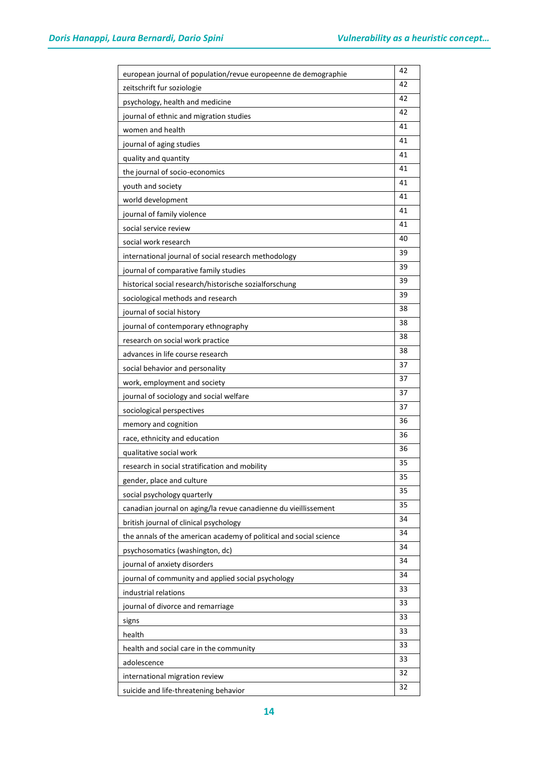| european journal of population/revue europeenne de demographie | 42 |
|---|---|
| zeitschrift fur soziologie | 42 |
| psychology, health and medicine | 42 |
| journal of ethnic and migration studies | 42 |
| women and health | 41 |
| journal of aging studies | 41 |
| quality and quantity | 41 |
| the journal of socio-economics | 41 |
| youth and society | 41 |
| world development | 41 |
| journal of family violence | 41 |
| social service review | 41 |
| social work research | 40 |
| international journal of social research methodology | 39 |
| journal of comparative family studies | 39 |
| historical social research/historische sozialforschung | 39 |
| sociological methods and research | 39 |
| journal of social history | 38 |
| journal of contemporary ethnography | 38 |
| research on social work practice | 38 |
| advances in life course research | 38 |
| social behavior and personality | 37 |
| work, employment and society | 37 |
| journal of sociology and social welfare | 37 |
| sociological perspectives | 37 |
| memory and cognition | 36 |
| race, ethnicity and education | 36 |
| qualitative social work | 36 |
| research in social stratification and mobility | 35 |
| gender, place and culture | 35 |
| social psychology quarterly | 35 |
| canadian journal on aging/la revue canadienne du vieillissement | 35 |
| british journal of clinical psychology | 34 |
| the annals of the american academy of political and social science | 34 |
| psychosomatics (washington, dc) | 34 |
| journal of anxiety disorders | 34 |
| journal of community and applied social psychology | 34 |
| industrial relations | 33 |
| journal of divorce and remarriage | 33 |
| signs | 33 |
| health | 33 |
| health and social care in the community | 33 |
| adolescence | 33 |
| international migration review | 32 |
| suicide and life-threatening behavior | 32 |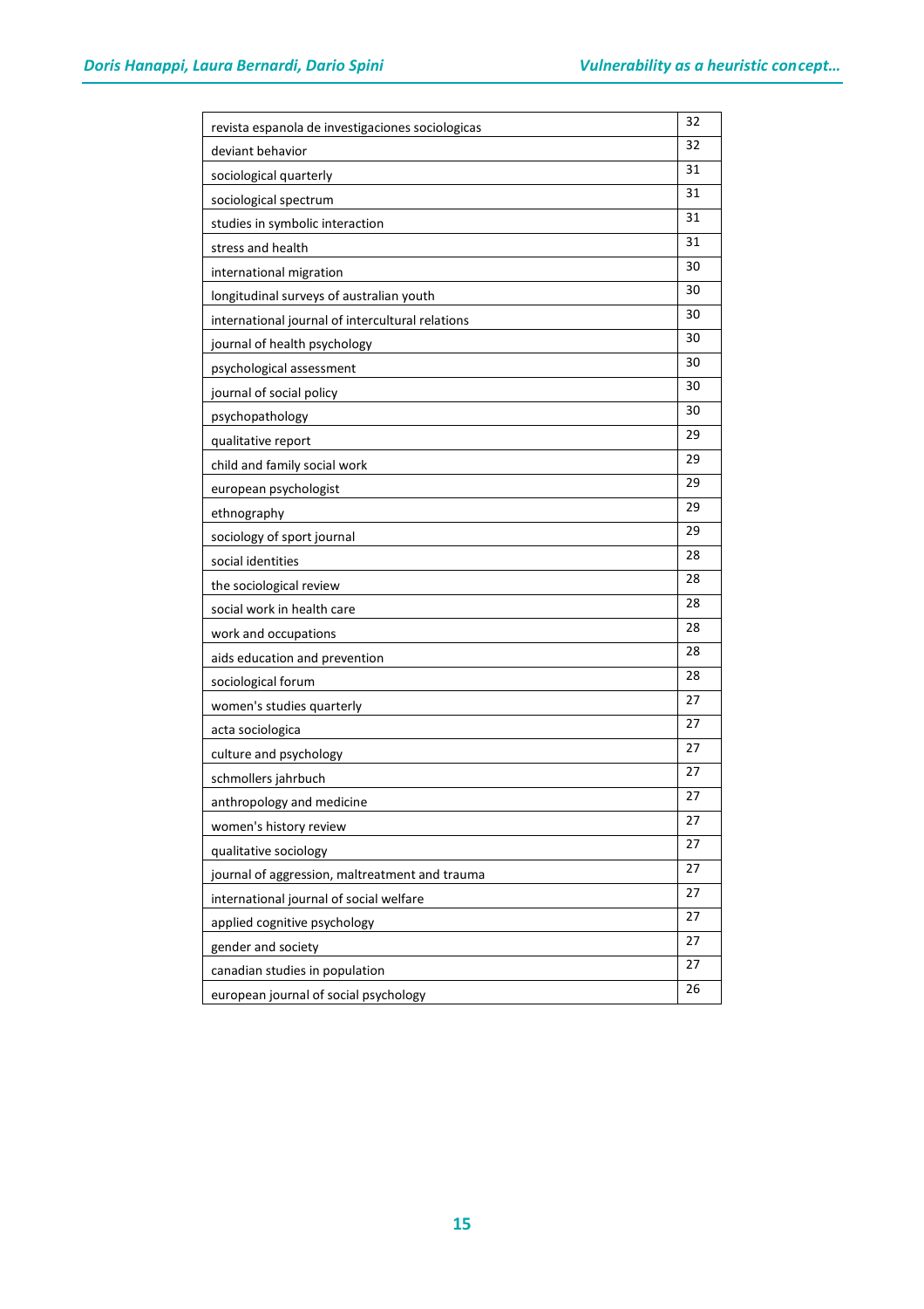| | |
|---|---|
| revista espanola de investigaciones sociologicas | 32 |
| deviant behavior | 32 |
| sociological quarterly | 31 |
| sociological spectrum | 31 |
| studies in symbolic interaction | 31 |
| stress and health | 31 |
| international migration | 30 |
| longitudinal surveys of australian youth | 30 |
| international journal of intercultural relations | 30 |
| journal of health psychology | 30 |
| psychological assessment | 30 |
| journal of social policy | 30 |
| psychopathology | 30 |
| qualitative report | 29 |
| child and family social work | 29 |
| european psychologist | 29 |
| ethnography | 29 |
| sociology of sport journal | 29 |
| social identities | 28 |
| the sociological review | 28 |
| social work in health care | 28 |
| work and occupations | 28 |
| aids education and prevention | 28 |
| sociological forum | 28 |
| women's studies quarterly | 27 |
| acta sociologica | 27 |
| culture and psychology | 27 |
| schmollers jahrbuch | 27 |
| anthropology and medicine | 27 |
| women's history review | 27 |
| qualitative sociology | 27 |
| journal of aggression, maltreatment and trauma | 27 |
| international journal of social welfare | 27 |
| applied cognitive psychology | 27 |
| gender and society | 27 |
| canadian studies in population | 27 |
| european journal of social psychology | 26 |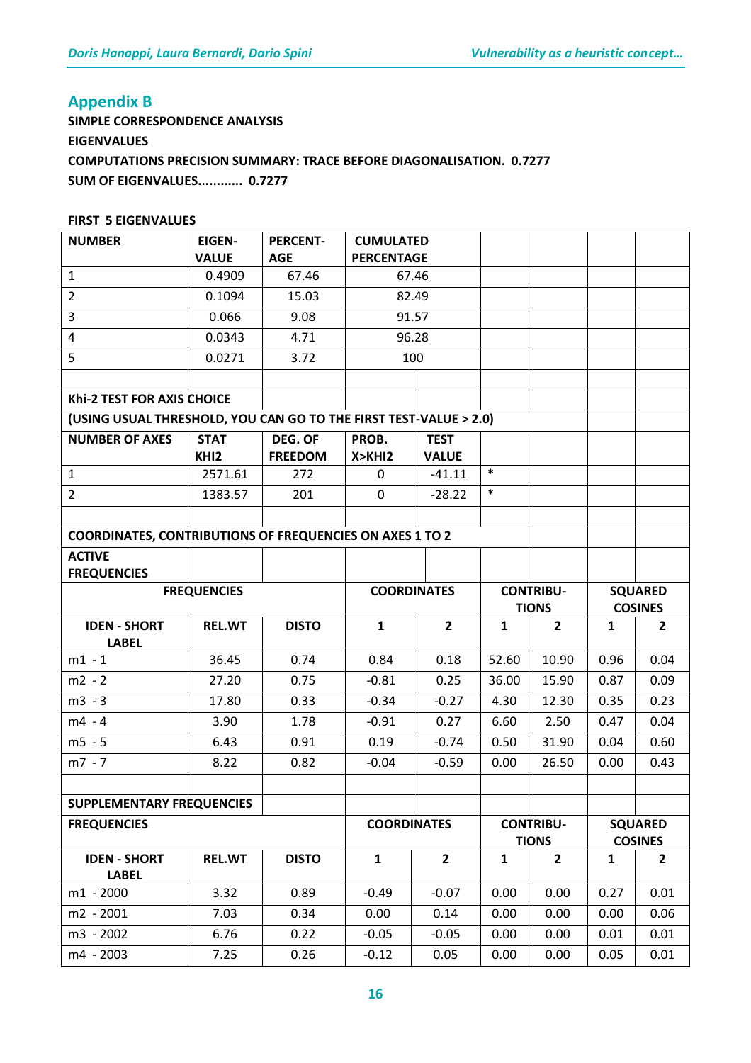## Appendix B

**SIMPLE CORRESPONDENCE ANALYSIS**

**EIGENVALUES**

**COMPUTATIONS PRECISION SUMMARY: TRACE BEFORE DIAGONALISATION. 0.7277**

**SUM OF EIGENVALUES............ 0.7277**

**FIRST 5 EIGENVALUES**

| NUMBER | EIGEN-VALUE | PERCENT-AGE | CUMULATED PERCENTAGE | | | | | |
|---|---|---|---|---|---|---|---|---|
| 1 | 0.4909 | 67.46 | 67.46 | | | | | |
| 2 | 0.1094 | 15.03 | 82.49 | | | | | |
| 3 | 0.066 | 9.08 | 91.57 | | | | | |
| 4 | 0.0343 | 4.71 | 96.28 | | | | | |
| 5 | 0.0271 | 3.72 | 100 | | | | | |
| | | | | | | | | |
| **Khi-2 TEST FOR AXIS CHOICE** | | | | | | | | |
| **(USING USUAL THRESHOLD, YOU CAN GO TO THE FIRST TEST-VALUE > 2.0)** | | | | | | | | |
| **NUMBER OF AXES** | **STAT KHI2** | **DEG. OF FREEDOM** | **PROB. X>KHI2** | **TEST VALUE** | | | | |
| 1 | 2571.61 | 272 | 0 | -41.11 | * | | | |
| 2 | 1383.57 | 201 | 0 | -28.22 | * | | | |
| | | | | | | | | |
| **COORDINATES, CONTRIBUTIONS OF FREQUENCIES ON AXES 1 TO 2** | | | | | | | | |
| **ACTIVE FREQUENCIES** | | | | | | | | |
| **FREQUENCIES** | | | **COORDINATES** | | **CONTRIBU-TIONS** | | **SQUARED COSINES** | |
| **IDEN - SHORT LABEL** | **REL.WT** | **DISTO** | **1** | **2** | **1** | **2** | **1** | **2** |
| m1 - 1 | 36.45 | 0.74 | 0.84 | 0.18 | 52.60 | 10.90 | 0.96 | 0.04 |
| m2 - 2 | 27.20 | 0.75 | -0.81 | 0.25 | 36.00 | 15.90 | 0.87 | 0.09 |
| m3 - 3 | 17.80 | 0.33 | -0.34 | -0.27 | 4.30 | 12.30 | 0.35 | 0.23 |
| m4 - 4 | 3.90 | 1.78 | -0.91 | 0.27 | 6.60 | 2.50 | 0.47 | 0.04 |
| m5 - 5 | 6.43 | 0.91 | 0.19 | -0.74 | 0.50 | 31.90 | 0.04 | 0.60 |
| m7 - 7 | 8.22 | 0.82 | -0.04 | -0.59 | 0.00 | 26.50 | 0.00 | 0.43 |
| | | | | | | | | |
| **SUPPLEMENTARY FREQUENCIES** | | | | | | | | |
| **FREQUENCIES** | | | **COORDINATES** | | **CONTRIBU-TIONS** | | **SQUARED COSINES** | |
| **IDEN - SHORT LABEL** | **REL.WT** | **DISTO** | **1** | **2** | **1** | **2** | **1** | **2** |
| m1 - 2000 | 3.32 | 0.89 | -0.49 | -0.07 | 0.00 | 0.00 | 0.27 | 0.01 |
| m2 - 2001 | 7.03 | 0.34 | 0.00 | 0.14 | 0.00 | 0.00 | 0.00 | 0.06 |
| m3 - 2002 | 6.76 | 0.22 | -0.05 | -0.05 | 0.00 | 0.00 | 0.01 | 0.01 |
| m4 - 2003 | 7.25 | 0.26 | -0.12 | 0.05 | 0.00 | 0.00 | 0.05 | 0.01 |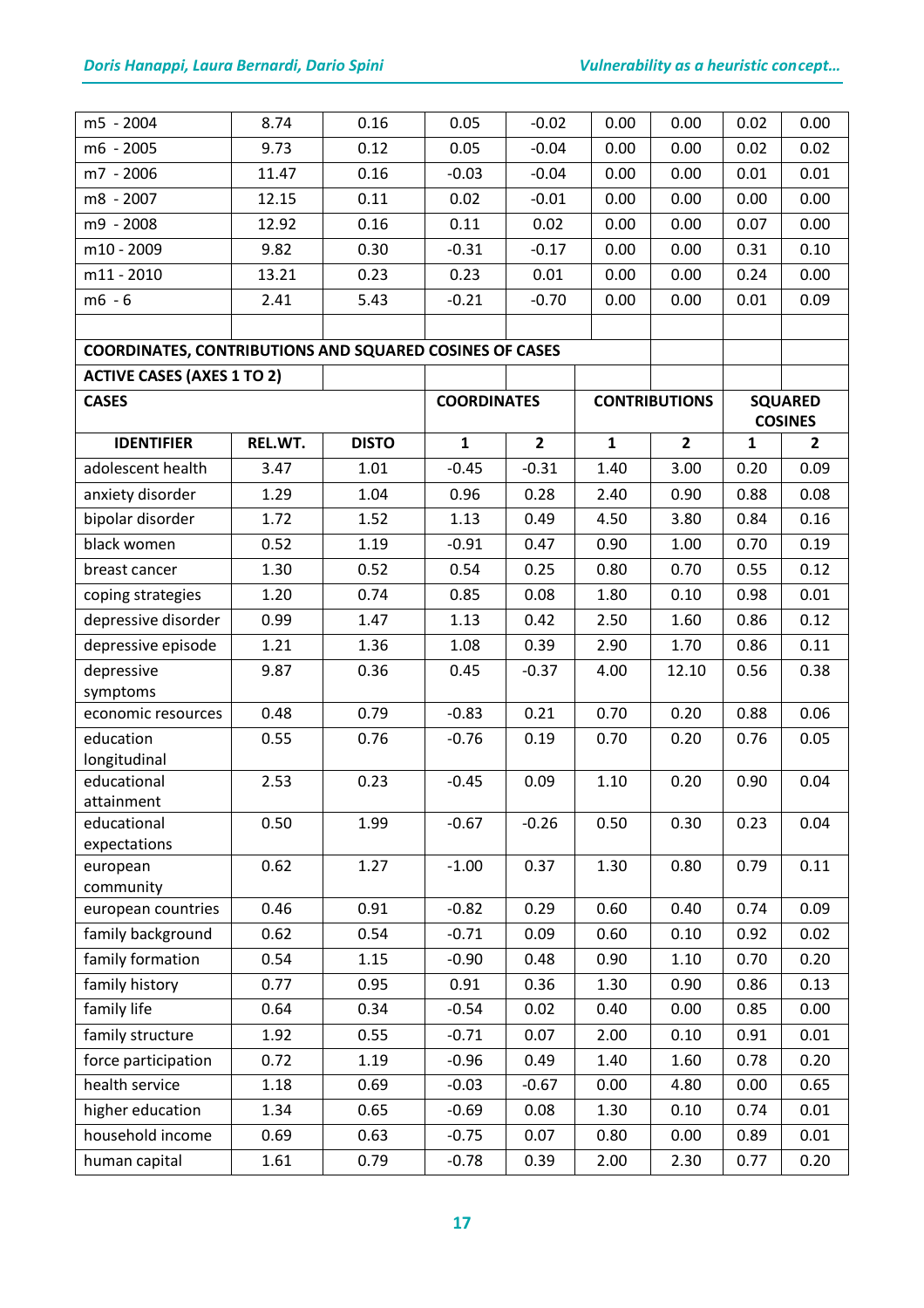| m5 - 2004 | 8.74 | 0.16 | 0.05 | -0.02 | 0.00 | 0.00 | 0.02 | 0.00 |
|---|---|---|---|---|---|---|---|---|
| m6 - 2005 | 9.73 | 0.12 | 0.05 | -0.04 | 0.00 | 0.00 | 0.02 | 0.02 |
| m7 - 2006 | 11.47 | 0.16 | -0.03 | -0.04 | 0.00 | 0.00 | 0.01 | 0.01 |
| m8 - 2007 | 12.15 | 0.11 | 0.02 | -0.01 | 0.00 | 0.00 | 0.00 | 0.00 |
| m9 - 2008 | 12.92 | 0.16 | 0.11 | 0.02 | 0.00 | 0.00 | 0.07 | 0.00 |
| m10 - 2009 | 9.82 | 0.30 | -0.31 | -0.17 | 0.00 | 0.00 | 0.31 | 0.10 |
| m11 - 2010 | 13.21 | 0.23 | 0.23 | 0.01 | 0.00 | 0.00 | 0.24 | 0.00 |
| m6 - 6 | 2.41 | 5.43 | -0.21 | -0.70 | 0.00 | 0.00 | 0.01 | 0.09 |

**COORDINATES, CONTRIBUTIONS AND SQUARED COSINES OF CASES**

**ACTIVE CASES (AXES 1 TO 2)**

| **CASES** | | | **COORDINATES** | | **CONTRIBUTIONS** | | **SQUARED COSINES** | |
|---|---|---|---|---|---|---|---|---|
| **IDENTIFIER** | **REL.WT.** | **DISTO** | **1** | **2** | **1** | **2** | **1** | **2** |
| adolescent health | 3.47 | 1.01 | -0.45 | -0.31 | 1.40 | 3.00 | 0.20 | 0.09 |
| anxiety disorder | 1.29 | 1.04 | 0.96 | 0.28 | 2.40 | 0.90 | 0.88 | 0.08 |
| bipolar disorder | 1.72 | 1.52 | 1.13 | 0.49 | 4.50 | 3.80 | 0.84 | 0.16 |
| black women | 0.52 | 1.19 | -0.91 | 0.47 | 0.90 | 1.00 | 0.70 | 0.19 |
| breast cancer | 1.30 | 0.52 | 0.54 | 0.25 | 0.80 | 0.70 | 0.55 | 0.12 |
| coping strategies | 1.20 | 0.74 | 0.85 | 0.08 | 1.80 | 0.10 | 0.98 | 0.01 |
| depressive disorder | 0.99 | 1.47 | 1.13 | 0.42 | 2.50 | 1.60 | 0.86 | 0.12 |
| depressive episode | 1.21 | 1.36 | 1.08 | 0.39 | 2.90 | 1.70 | 0.86 | 0.11 |
| depressive symptoms | 9.87 | 0.36 | 0.45 | -0.37 | 4.00 | 12.10 | 0.56 | 0.38 |
| economic resources | 0.48 | 0.79 | -0.83 | 0.21 | 0.70 | 0.20 | 0.88 | 0.06 |
| education longitudinal | 0.55 | 0.76 | -0.76 | 0.19 | 0.70 | 0.20 | 0.76 | 0.05 |
| educational attainment | 2.53 | 0.23 | -0.45 | 0.09 | 1.10 | 0.20 | 0.90 | 0.04 |
| educational expectations | 0.50 | 1.99 | -0.67 | -0.26 | 0.50 | 0.30 | 0.23 | 0.04 |
| european community | 0.62 | 1.27 | -1.00 | 0.37 | 1.30 | 0.80 | 0.79 | 0.11 |
| european countries | 0.46 | 0.91 | -0.82 | 0.29 | 0.60 | 0.40 | 0.74 | 0.09 |
| family background | 0.62 | 0.54 | -0.71 | 0.09 | 0.60 | 0.10 | 0.92 | 0.02 |
| family formation | 0.54 | 1.15 | -0.90 | 0.48 | 0.90 | 1.10 | 0.70 | 0.20 |
| family history | 0.77 | 0.95 | 0.91 | 0.36 | 1.30 | 0.90 | 0.86 | 0.13 |
| family life | 0.64 | 0.34 | -0.54 | 0.02 | 0.40 | 0.00 | 0.85 | 0.00 |
| family structure | 1.92 | 0.55 | -0.71 | 0.07 | 2.00 | 0.10 | 0.91 | 0.01 |
| force participation | 0.72 | 1.19 | -0.96 | 0.49 | 1.40 | 1.60 | 0.78 | 0.20 |
| health service | 1.18 | 0.69 | -0.03 | -0.67 | 0.00 | 4.80 | 0.00 | 0.65 |
| higher education | 1.34 | 0.65 | -0.69 | 0.08 | 1.30 | 0.10 | 0.74 | 0.01 |
| household income | 0.69 | 0.63 | -0.75 | 0.07 | 0.80 | 0.00 | 0.89 | 0.01 |
| human capital | 1.61 | 0.79 | -0.78 | 0.39 | 2.00 | 2.30 | 0.77 | 0.20 |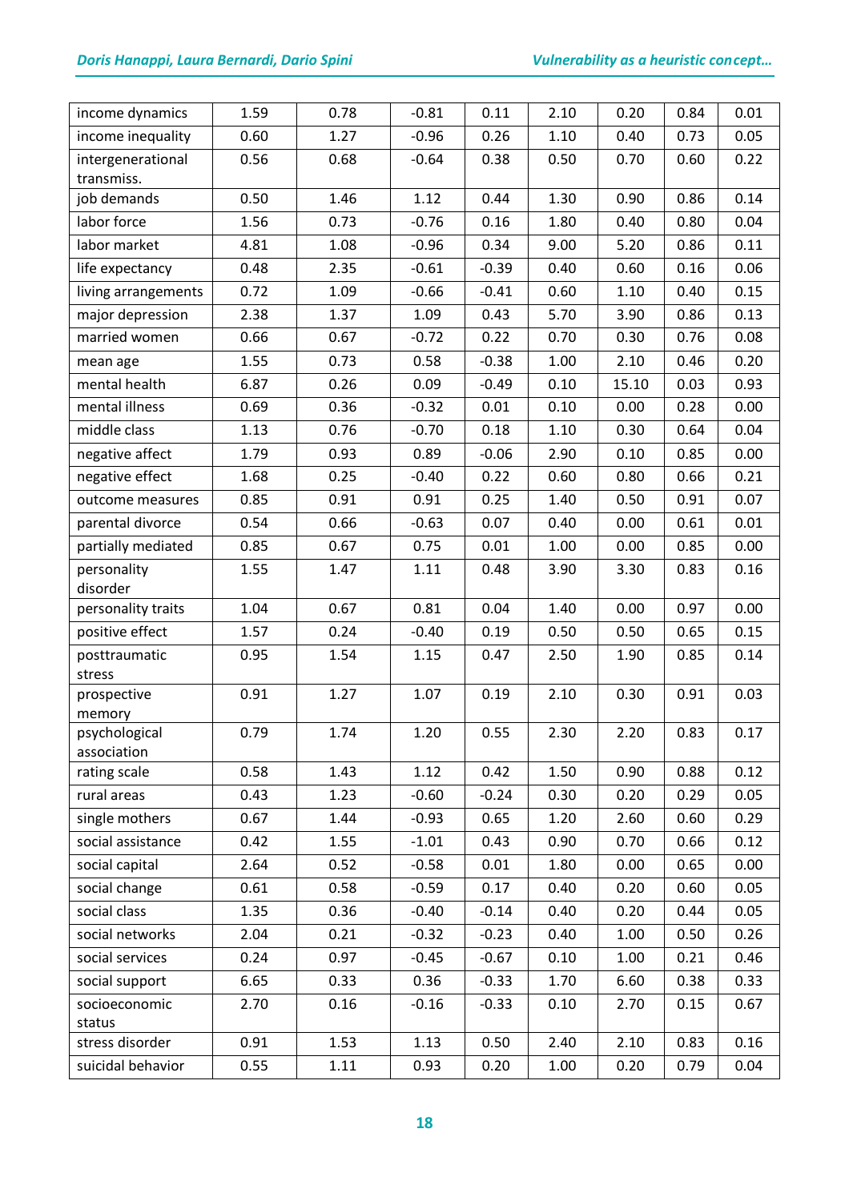| | | | | | | | | |
|---|---|---|---|---|---|---|---|---|
| income dynamics | 1.59 | 0.78 | -0.81 | 0.11 | 2.10 | 0.20 | 0.84 | 0.01 |
| income inequality | 0.60 | 1.27 | -0.96 | 0.26 | 1.10 | 0.40 | 0.73 | 0.05 |
| intergenerational transmiss. | 0.56 | 0.68 | -0.64 | 0.38 | 0.50 | 0.70 | 0.60 | 0.22 |
| job demands | 0.50 | 1.46 | 1.12 | 0.44 | 1.30 | 0.90 | 0.86 | 0.14 |
| labor force | 1.56 | 0.73 | -0.76 | 0.16 | 1.80 | 0.40 | 0.80 | 0.04 |
| labor market | 4.81 | 1.08 | -0.96 | 0.34 | 9.00 | 5.20 | 0.86 | 0.11 |
| life expectancy | 0.48 | 2.35 | -0.61 | -0.39 | 0.40 | 0.60 | 0.16 | 0.06 |
| living arrangements | 0.72 | 1.09 | -0.66 | -0.41 | 0.60 | 1.10 | 0.40 | 0.15 |
| major depression | 2.38 | 1.37 | 1.09 | 0.43 | 5.70 | 3.90 | 0.86 | 0.13 |
| married women | 0.66 | 0.67 | -0.72 | 0.22 | 0.70 | 0.30 | 0.76 | 0.08 |
| mean age | 1.55 | 0.73 | 0.58 | -0.38 | 1.00 | 2.10 | 0.46 | 0.20 |
| mental health | 6.87 | 0.26 | 0.09 | -0.49 | 0.10 | 15.10 | 0.03 | 0.93 |
| mental illness | 0.69 | 0.36 | -0.32 | 0.01 | 0.10 | 0.00 | 0.28 | 0.00 |
| middle class | 1.13 | 0.76 | -0.70 | 0.18 | 1.10 | 0.30 | 0.64 | 0.04 |
| negative affect | 1.79 | 0.93 | 0.89 | -0.06 | 2.90 | 0.10 | 0.85 | 0.00 |
| negative effect | 1.68 | 0.25 | -0.40 | 0.22 | 0.60 | 0.80 | 0.66 | 0.21 |
| outcome measures | 0.85 | 0.91 | 0.91 | 0.25 | 1.40 | 0.50 | 0.91 | 0.07 |
| parental divorce | 0.54 | 0.66 | -0.63 | 0.07 | 0.40 | 0.00 | 0.61 | 0.01 |
| partially mediated | 0.85 | 0.67 | 0.75 | 0.01 | 1.00 | 0.00 | 0.85 | 0.00 |
| personality disorder | 1.55 | 1.47 | 1.11 | 0.48 | 3.90 | 3.30 | 0.83 | 0.16 |
| personality traits | 1.04 | 0.67 | 0.81 | 0.04 | 1.40 | 0.00 | 0.97 | 0.00 |
| positive effect | 1.57 | 0.24 | -0.40 | 0.19 | 0.50 | 0.50 | 0.65 | 0.15 |
| posttraumatic stress | 0.95 | 1.54 | 1.15 | 0.47 | 2.50 | 1.90 | 0.85 | 0.14 |
| prospective memory | 0.91 | 1.27 | 1.07 | 0.19 | 2.10 | 0.30 | 0.91 | 0.03 |
| psychological association | 0.79 | 1.74 | 1.20 | 0.55 | 2.30 | 2.20 | 0.83 | 0.17 |
| rating scale | 0.58 | 1.43 | 1.12 | 0.42 | 1.50 | 0.90 | 0.88 | 0.12 |
| rural areas | 0.43 | 1.23 | -0.60 | -0.24 | 0.30 | 0.20 | 0.29 | 0.05 |
| single mothers | 0.67 | 1.44 | -0.93 | 0.65 | 1.20 | 2.60 | 0.60 | 0.29 |
| social assistance | 0.42 | 1.55 | -1.01 | 0.43 | 0.90 | 0.70 | 0.66 | 0.12 |
| social capital | 2.64 | 0.52 | -0.58 | 0.01 | 1.80 | 0.00 | 0.65 | 0.00 |
| social change | 0.61 | 0.58 | -0.59 | 0.17 | 0.40 | 0.20 | 0.60 | 0.05 |
| social class | 1.35 | 0.36 | -0.40 | -0.14 | 0.40 | 0.20 | 0.44 | 0.05 |
| social networks | 2.04 | 0.21 | -0.32 | -0.23 | 0.40 | 1.00 | 0.50 | 0.26 |
| social services | 0.24 | 0.97 | -0.45 | -0.67 | 0.10 | 1.00 | 0.21 | 0.46 |
| social support | 6.65 | 0.33 | 0.36 | -0.33 | 1.70 | 6.60 | 0.38 | 0.33 |
| socioeconomic status | 2.70 | 0.16 | -0.16 | -0.33 | 0.10 | 2.70 | 0.15 | 0.67 |
| stress disorder | 0.91 | 1.53 | 1.13 | 0.50 | 2.40 | 2.10 | 0.83 | 0.16 |
| suicidal behavior | 0.55 | 1.11 | 0.93 | 0.20 | 1.00 | 0.20 | 0.79 | 0.04 |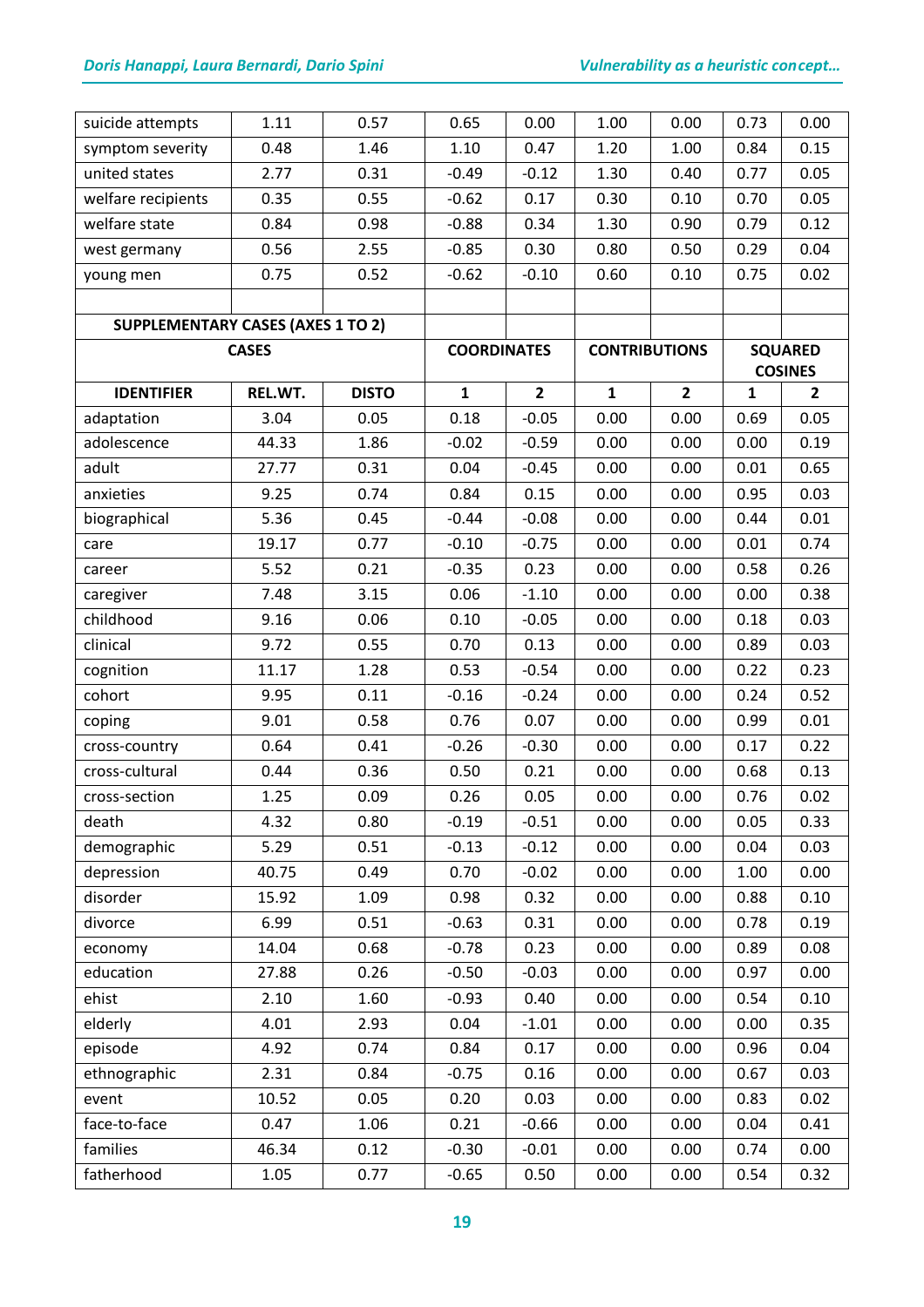| | | | | | | | | |
|---|---|---|---|---|---|---|---|---|
| suicide attempts | 1.11 | 0.57 | 0.65 | 0.00 | 1.00 | 0.00 | 0.73 | 0.00 |
| symptom severity | 0.48 | 1.46 | 1.10 | 0.47 | 1.20 | 1.00 | 0.84 | 0.15 |
| united states | 2.77 | 0.31 | -0.49 | -0.12 | 1.30 | 0.40 | 0.77 | 0.05 |
| welfare recipients | 0.35 | 0.55 | -0.62 | 0.17 | 0.30 | 0.10 | 0.70 | 0.05 |
| welfare state | 0.84 | 0.98 | -0.88 | 0.34 | 1.30 | 0.90 | 0.79 | 0.12 |
| west germany | 0.56 | 2.55 | -0.85 | 0.30 | 0.80 | 0.50 | 0.29 | 0.04 |
| young men | 0.75 | 0.52 | -0.62 | -0.10 | 0.60 | 0.10 | 0.75 | 0.02 |

| **SUPPLEMENTARY CASES (AXES 1 TO 2)** | | | | | | | | |
|---|---|---|---|---|---|---|---|---|
| **CASES** | | | **COORDINATES** | | **CONTRIBUTIONS** | | **SQUARED COSINES** | |
| **IDENTIFIER** | **REL.WT.** | **DISTO** | **1** | **2** | **1** | **2** | **1** | **2** |
| adaptation | 3.04 | 0.05 | 0.18 | -0.05 | 0.00 | 0.00 | 0.69 | 0.05 |
| adolescence | 44.33 | 1.86 | -0.02 | -0.59 | 0.00 | 0.00 | 0.00 | 0.19 |
| adult | 27.77 | 0.31 | 0.04 | -0.45 | 0.00 | 0.00 | 0.01 | 0.65 |
| anxieties | 9.25 | 0.74 | 0.84 | 0.15 | 0.00 | 0.00 | 0.95 | 0.03 |
| biographical | 5.36 | 0.45 | -0.44 | -0.08 | 0.00 | 0.00 | 0.44 | 0.01 |
| care | 19.17 | 0.77 | -0.10 | -0.75 | 0.00 | 0.00 | 0.01 | 0.74 |
| career | 5.52 | 0.21 | -0.35 | 0.23 | 0.00 | 0.00 | 0.58 | 0.26 |
| caregiver | 7.48 | 3.15 | 0.06 | -1.10 | 0.00 | 0.00 | 0.00 | 0.38 |
| childhood | 9.16 | 0.06 | 0.10 | -0.05 | 0.00 | 0.00 | 0.18 | 0.03 |
| clinical | 9.72 | 0.55 | 0.70 | 0.13 | 0.00 | 0.00 | 0.89 | 0.03 |
| cognition | 11.17 | 1.28 | 0.53 | -0.54 | 0.00 | 0.00 | 0.22 | 0.23 |
| cohort | 9.95 | 0.11 | -0.16 | -0.24 | 0.00 | 0.00 | 0.24 | 0.52 |
| coping | 9.01 | 0.58 | 0.76 | 0.07 | 0.00 | 0.00 | 0.99 | 0.01 |
| cross-country | 0.64 | 0.41 | -0.26 | -0.30 | 0.00 | 0.00 | 0.17 | 0.22 |
| cross-cultural | 0.44 | 0.36 | 0.50 | 0.21 | 0.00 | 0.00 | 0.68 | 0.13 |
| cross-section | 1.25 | 0.09 | 0.26 | 0.05 | 0.00 | 0.00 | 0.76 | 0.02 |
| death | 4.32 | 0.80 | -0.19 | -0.51 | 0.00 | 0.00 | 0.05 | 0.33 |
| demographic | 5.29 | 0.51 | -0.13 | -0.12 | 0.00 | 0.00 | 0.04 | 0.03 |
| depression | 40.75 | 0.49 | 0.70 | -0.02 | 0.00 | 0.00 | 1.00 | 0.00 |
| disorder | 15.92 | 1.09 | 0.98 | 0.32 | 0.00 | 0.00 | 0.88 | 0.10 |
| divorce | 6.99 | 0.51 | -0.63 | 0.31 | 0.00 | 0.00 | 0.78 | 0.19 |
| economy | 14.04 | 0.68 | -0.78 | 0.23 | 0.00 | 0.00 | 0.89 | 0.08 |
| education | 27.88 | 0.26 | -0.50 | -0.03 | 0.00 | 0.00 | 0.97 | 0.00 |
| ehist | 2.10 | 1.60 | -0.93 | 0.40 | 0.00 | 0.00 | 0.54 | 0.10 |
| elderly | 4.01 | 2.93 | 0.04 | -1.01 | 0.00 | 0.00 | 0.00 | 0.35 |
| episode | 4.92 | 0.74 | 0.84 | 0.17 | 0.00 | 0.00 | 0.96 | 0.04 |
| ethnographic | 2.31 | 0.84 | -0.75 | 0.16 | 0.00 | 0.00 | 0.67 | 0.03 |
| event | 10.52 | 0.05 | 0.20 | 0.03 | 0.00 | 0.00 | 0.83 | 0.02 |
| face-to-face | 0.47 | 1.06 | 0.21 | -0.66 | 0.00 | 0.00 | 0.04 | 0.41 |
| families | 46.34 | 0.12 | -0.30 | -0.01 | 0.00 | 0.00 | 0.74 | 0.00 |
| fatherhood | 1.05 | 0.77 | -0.65 | 0.50 | 0.00 | 0.00 | 0.54 | 0.32 |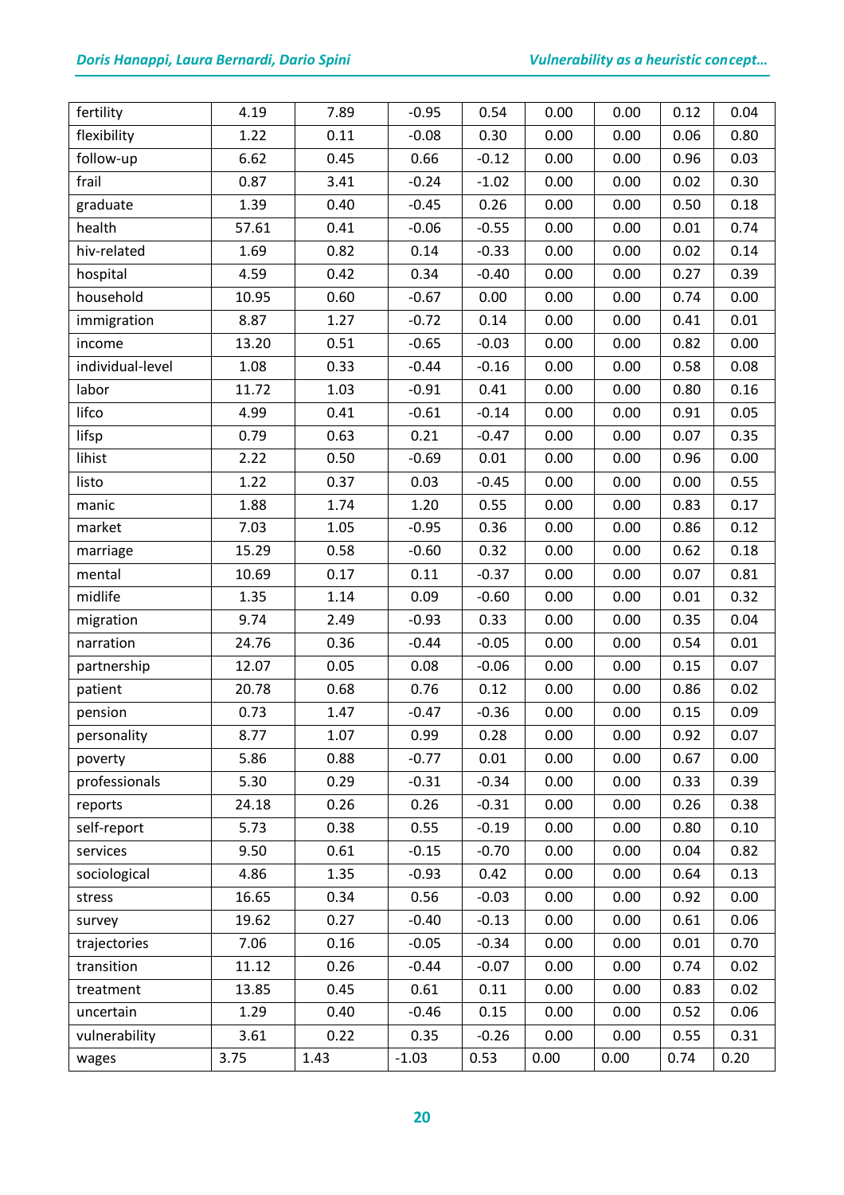| fertility | 4.19 | 7.89 | -0.95 | 0.54 | 0.00 | 0.00 | 0.12 | 0.04 |
|---|---|---|---|---|---|---|---|---|
| flexibility | 1.22 | 0.11 | -0.08 | 0.30 | 0.00 | 0.00 | 0.06 | 0.80 |
| follow-up | 6.62 | 0.45 | 0.66 | -0.12 | 0.00 | 0.00 | 0.96 | 0.03 |
| frail | 0.87 | 3.41 | -0.24 | -1.02 | 0.00 | 0.00 | 0.02 | 0.30 |
| graduate | 1.39 | 0.40 | -0.45 | 0.26 | 0.00 | 0.00 | 0.50 | 0.18 |
| health | 57.61 | 0.41 | -0.06 | -0.55 | 0.00 | 0.00 | 0.01 | 0.74 |
| hiv-related | 1.69 | 0.82 | 0.14 | -0.33 | 0.00 | 0.00 | 0.02 | 0.14 |
| hospital | 4.59 | 0.42 | 0.34 | -0.40 | 0.00 | 0.00 | 0.27 | 0.39 |
| household | 10.95 | 0.60 | -0.67 | 0.00 | 0.00 | 0.00 | 0.74 | 0.00 |
| immigration | 8.87 | 1.27 | -0.72 | 0.14 | 0.00 | 0.00 | 0.41 | 0.01 |
| income | 13.20 | 0.51 | -0.65 | -0.03 | 0.00 | 0.00 | 0.82 | 0.00 |
| individual-level | 1.08 | 0.33 | -0.44 | -0.16 | 0.00 | 0.00 | 0.58 | 0.08 |
| labor | 11.72 | 1.03 | -0.91 | 0.41 | 0.00 | 0.00 | 0.80 | 0.16 |
| lifco | 4.99 | 0.41 | -0.61 | -0.14 | 0.00 | 0.00 | 0.91 | 0.05 |
| lifsp | 0.79 | 0.63 | 0.21 | -0.47 | 0.00 | 0.00 | 0.07 | 0.35 |
| lihist | 2.22 | 0.50 | -0.69 | 0.01 | 0.00 | 0.00 | 0.96 | 0.00 |
| listo | 1.22 | 0.37 | 0.03 | -0.45 | 0.00 | 0.00 | 0.00 | 0.55 |
| manic | 1.88 | 1.74 | 1.20 | 0.55 | 0.00 | 0.00 | 0.83 | 0.17 |
| market | 7.03 | 1.05 | -0.95 | 0.36 | 0.00 | 0.00 | 0.86 | 0.12 |
| marriage | 15.29 | 0.58 | -0.60 | 0.32 | 0.00 | 0.00 | 0.62 | 0.18 |
| mental | 10.69 | 0.17 | 0.11 | -0.37 | 0.00 | 0.00 | 0.07 | 0.81 |
| midlife | 1.35 | 1.14 | 0.09 | -0.60 | 0.00 | 0.00 | 0.01 | 0.32 |
| migration | 9.74 | 2.49 | -0.93 | 0.33 | 0.00 | 0.00 | 0.35 | 0.04 |
| narration | 24.76 | 0.36 | -0.44 | -0.05 | 0.00 | 0.00 | 0.54 | 0.01 |
| partnership | 12.07 | 0.05 | 0.08 | -0.06 | 0.00 | 0.00 | 0.15 | 0.07 |
| patient | 20.78 | 0.68 | 0.76 | 0.12 | 0.00 | 0.00 | 0.86 | 0.02 |
| pension | 0.73 | 1.47 | -0.47 | -0.36 | 0.00 | 0.00 | 0.15 | 0.09 |
| personality | 8.77 | 1.07 | 0.99 | 0.28 | 0.00 | 0.00 | 0.92 | 0.07 |
| poverty | 5.86 | 0.88 | -0.77 | 0.01 | 0.00 | 0.00 | 0.67 | 0.00 |
| professionals | 5.30 | 0.29 | -0.31 | -0.34 | 0.00 | 0.00 | 0.33 | 0.39 |
| reports | 24.18 | 0.26 | 0.26 | -0.31 | 0.00 | 0.00 | 0.26 | 0.38 |
| self-report | 5.73 | 0.38 | 0.55 | -0.19 | 0.00 | 0.00 | 0.80 | 0.10 |
| services | 9.50 | 0.61 | -0.15 | -0.70 | 0.00 | 0.00 | 0.04 | 0.82 |
| sociological | 4.86 | 1.35 | -0.93 | 0.42 | 0.00 | 0.00 | 0.64 | 0.13 |
| stress | 16.65 | 0.34 | 0.56 | -0.03 | 0.00 | 0.00 | 0.92 | 0.00 |
| survey | 19.62 | 0.27 | -0.40 | -0.13 | 0.00 | 0.00 | 0.61 | 0.06 |
| trajectories | 7.06 | 0.16 | -0.05 | -0.34 | 0.00 | 0.00 | 0.01 | 0.70 |
| transition | 11.12 | 0.26 | -0.44 | -0.07 | 0.00 | 0.00 | 0.74 | 0.02 |
| treatment | 13.85 | 0.45 | 0.61 | 0.11 | 0.00 | 0.00 | 0.83 | 0.02 |
| uncertain | 1.29 | 0.40 | -0.46 | 0.15 | 0.00 | 0.00 | 0.52 | 0.06 |
| vulnerability | 3.61 | 0.22 | 0.35 | -0.26 | 0.00 | 0.00 | 0.55 | 0.31 |
| wages | 3.75 | 1.43 | -1.03 | 0.53 | 0.00 | 0.00 | 0.74 | 0.20 |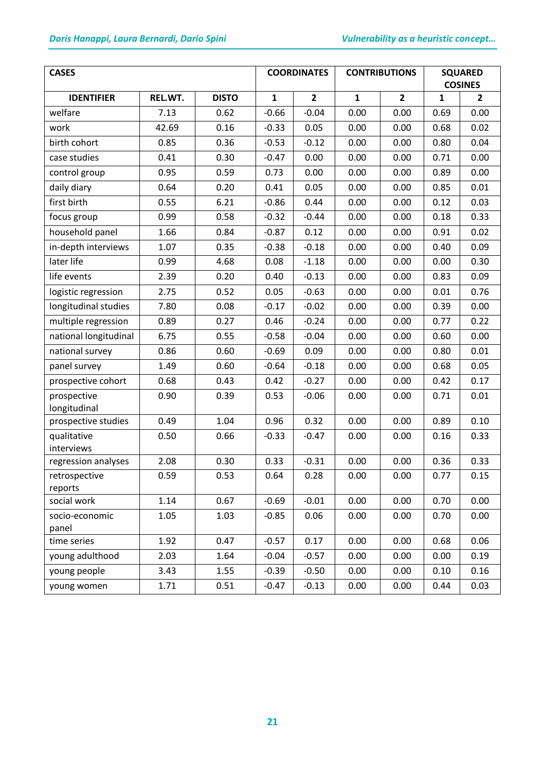| CASES | | | COORDINATES | | CONTRIBUTIONS | | SQUARED COSINES | |
|---|---|---|---|---|---|---|---|---|
| IDENTIFIER | REL.WT. | DISTO | 1 | 2 | 1 | 2 | 1 | 2 |
| welfare | 7.13 | 0.62 | -0.66 | -0.04 | 0.00 | 0.00 | 0.69 | 0.00 |
| work | 42.69 | 0.16 | -0.33 | 0.05 | 0.00 | 0.00 | 0.68 | 0.02 |
| birth cohort | 0.85 | 0.36 | -0.53 | -0.12 | 0.00 | 0.00 | 0.80 | 0.04 |
| case studies | 0.41 | 0.30 | -0.47 | 0.00 | 0.00 | 0.00 | 0.71 | 0.00 |
| control group | 0.95 | 0.59 | 0.73 | 0.00 | 0.00 | 0.00 | 0.89 | 0.00 |
| daily diary | 0.64 | 0.20 | 0.41 | 0.05 | 0.00 | 0.00 | 0.85 | 0.01 |
| first birth | 0.55 | 6.21 | -0.86 | 0.44 | 0.00 | 0.00 | 0.12 | 0.03 |
| focus group | 0.99 | 0.58 | -0.32 | -0.44 | 0.00 | 0.00 | 0.18 | 0.33 |
| household panel | 1.66 | 0.84 | -0.87 | 0.12 | 0.00 | 0.00 | 0.91 | 0.02 |
| in-depth interviews | 1.07 | 0.35 | -0.38 | -0.18 | 0.00 | 0.00 | 0.40 | 0.09 |
| later life | 0.99 | 4.68 | 0.08 | -1.18 | 0.00 | 0.00 | 0.00 | 0.30 |
| life events | 2.39 | 0.20 | 0.40 | -0.13 | 0.00 | 0.00 | 0.83 | 0.09 |
| logistic regression | 2.75 | 0.52 | 0.05 | -0.63 | 0.00 | 0.00 | 0.01 | 0.76 |
| longitudinal studies | 7.80 | 0.08 | -0.17 | -0.02 | 0.00 | 0.00 | 0.39 | 0.00 |
| multiple regression | 0.89 | 0.27 | 0.46 | -0.24 | 0.00 | 0.00 | 0.77 | 0.22 |
| national longitudinal | 6.75 | 0.55 | -0.58 | -0.04 | 0.00 | 0.00 | 0.60 | 0.00 |
| national survey | 0.86 | 0.60 | -0.69 | 0.09 | 0.00 | 0.00 | 0.80 | 0.01 |
| panel survey | 1.49 | 0.60 | -0.64 | -0.18 | 0.00 | 0.00 | 0.68 | 0.05 |
| prospective cohort | 0.68 | 0.43 | 0.42 | -0.27 | 0.00 | 0.00 | 0.42 | 0.17 |
| prospective longitudinal | 0.90 | 0.39 | 0.53 | -0.06 | 0.00 | 0.00 | 0.71 | 0.01 |
| prospective studies | 0.49 | 1.04 | 0.96 | 0.32 | 0.00 | 0.00 | 0.89 | 0.10 |
| qualitative interviews | 0.50 | 0.66 | -0.33 | -0.47 | 0.00 | 0.00 | 0.16 | 0.33 |
| regression analyses | 2.08 | 0.30 | 0.33 | -0.31 | 0.00 | 0.00 | 0.36 | 0.33 |
| retrospective reports | 0.59 | 0.53 | 0.64 | 0.28 | 0.00 | 0.00 | 0.77 | 0.15 |
| social work | 1.14 | 0.67 | -0.69 | -0.01 | 0.00 | 0.00 | 0.70 | 0.00 |
| socio-economic panel | 1.05 | 1.03 | -0.85 | 0.06 | 0.00 | 0.00 | 0.70 | 0.00 |
| time series | 1.92 | 0.47 | -0.57 | 0.17 | 0.00 | 0.00 | 0.68 | 0.06 |
| young adulthood | 2.03 | 1.64 | -0.04 | -0.57 | 0.00 | 0.00 | 0.00 | 0.19 |
| young people | 3.43 | 1.55 | -0.39 | -0.50 | 0.00 | 0.00 | 0.10 | 0.16 |
| young women | 1.71 | 0.51 | -0.47 | -0.13 | 0.00 | 0.00 | 0.44 | 0.03 |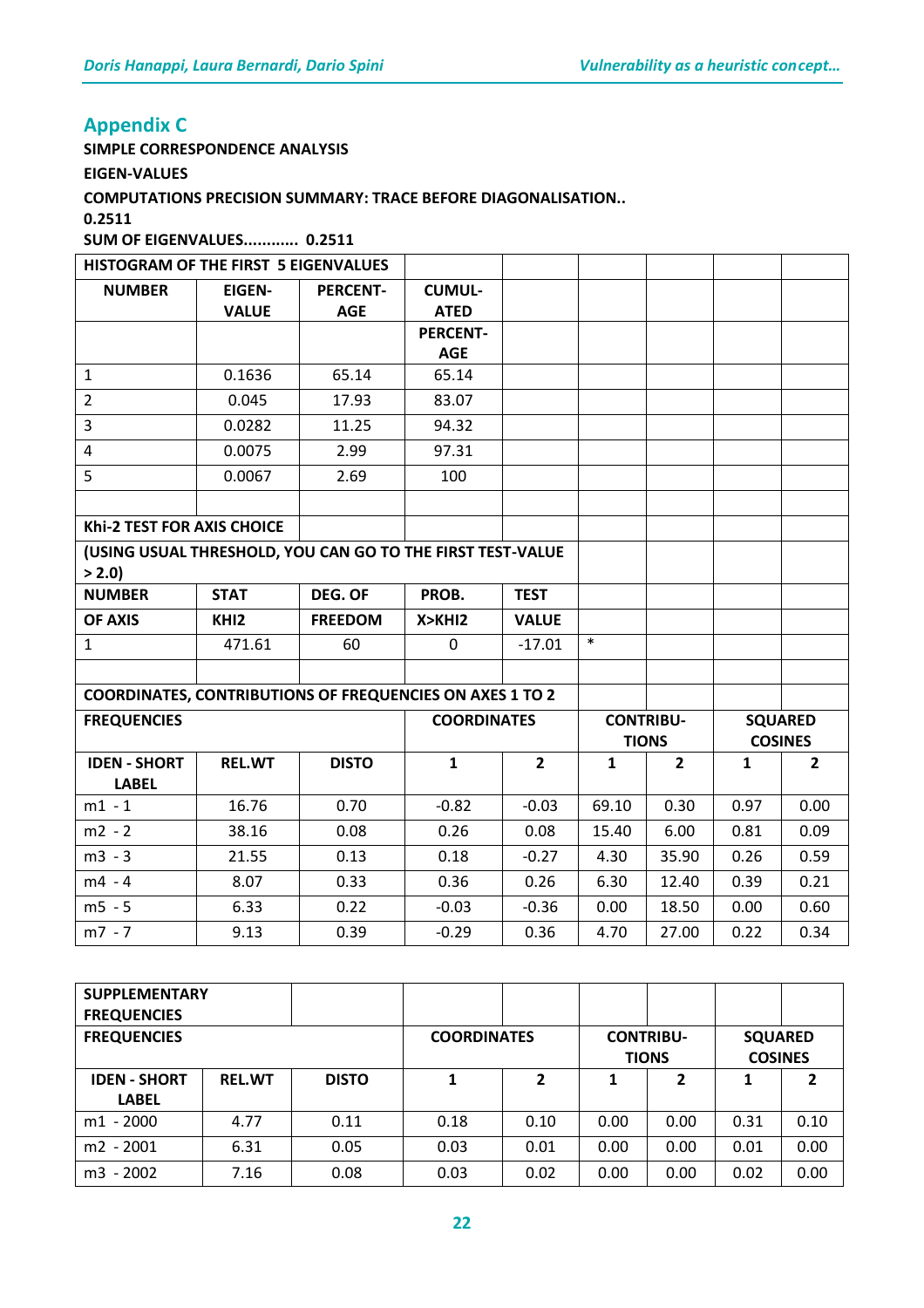## Appendix C

**SIMPLE CORRESPONDENCE ANALYSIS**

**EIGEN-VALUES**

**COMPUTATIONS PRECISION SUMMARY: TRACE BEFORE DIAGONALISATION..**

**0.2511**

**SUM OF EIGENVALUES............ 0.2511**

| HISTOGRAM OF THE FIRST 5 EIGENVALUES | | | | | | | | |
|---|---|---|---|---|---|---|---|---|
| NUMBER | EIGEN-VALUE | PERCENT-AGE | CUMUL-ATED | | | | | |
| | | | PERCENT-AGE | | | | | |
| 1 | 0.1636 | 65.14 | 65.14 | | | | | |
| 2 | 0.045 | 17.93 | 83.07 | | | | | |
| 3 | 0.0282 | 11.25 | 94.32 | | | | | |
| 4 | 0.0075 | 2.99 | 97.31 | | | | | |
| 5 | 0.0067 | 2.69 | 100 | | | | | |
| | | | | | | | | |
| **Khi-2 TEST FOR AXIS CHOICE** | | | | | | | | |
| **(USING USUAL THRESHOLD, YOU CAN GO TO THE FIRST TEST-VALUE > 2.0)** | | | | | | | | |
| **NUMBER** | **STAT** | **DEG. OF** | **PROB.** | **TEST** | | | | |
| **OF AXIS** | **KHI2** | **FREEDOM** | **X>KHI2** | **VALUE** | | | | |
| 1 | 471.61 | 60 | 0 | -17.01 | * | | | |
| | | | | | | | | |
| **COORDINATES, CONTRIBUTIONS OF FREQUENCIES ON AXES 1 TO 2** | | | | | | | | |
| **FREQUENCIES** | | | **COORDINATES** | | **CONTRIBU-TIONS** | | **SQUARED COSINES** | |
| **IDEN - SHORT LABEL** | **REL.WT** | **DISTO** | **1** | **2** | **1** | **2** | **1** | **2** |
| m1 - 1 | 16.76 | 0.70 | -0.82 | -0.03 | 69.10 | 0.30 | 0.97 | 0.00 |
| m2 - 2 | 38.16 | 0.08 | 0.26 | 0.08 | 15.40 | 6.00 | 0.81 | 0.09 |
| m3 - 3 | 21.55 | 0.13 | 0.18 | -0.27 | 4.30 | 35.90 | 0.26 | 0.59 |
| m4 - 4 | 8.07 | 0.33 | 0.36 | 0.26 | 6.30 | 12.40 | 0.39 | 0.21 |
| m5 - 5 | 6.33 | 0.22 | -0.03 | -0.36 | 0.00 | 18.50 | 0.00 | 0.60 |
| m7 - 7 | 9.13 | 0.39 | -0.29 | 0.36 | 4.70 | 27.00 | 0.22 | 0.34 |

| **SUPPLEMENTARY FREQUENCIES** | | | | | | | | |
|---|---|---|---|---|---|---|---|---|
| **FREQUENCIES** | | | **COORDINATES** | | **CONTRIBU-TIONS** | | **SQUARED COSINES** | |
| **IDEN - SHORT LABEL** | **REL.WT** | **DISTO** | **1** | **2** | **1** | **2** | **1** | **2** |
| m1 - 2000 | 4.77 | 0.11 | 0.18 | 0.10 | 0.00 | 0.00 | 0.31 | 0.10 |
| m2 - 2001 | 6.31 | 0.05 | 0.03 | 0.01 | 0.00 | 0.00 | 0.01 | 0.00 |
| m3 - 2002 | 7.16 | 0.08 | 0.03 | 0.02 | 0.00 | 0.00 | 0.02 | 0.00 |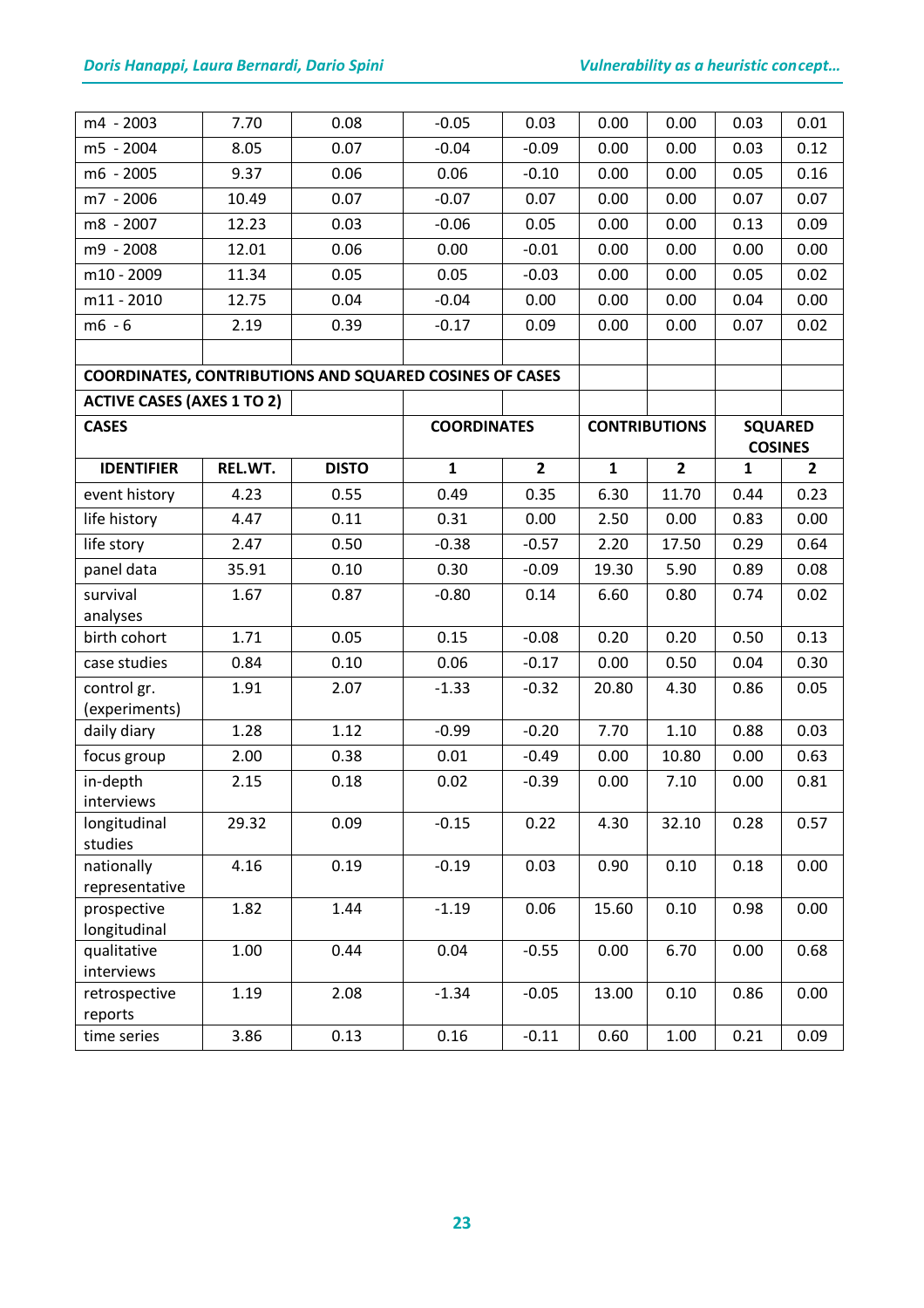| m4 - 2003 | 7.70 | 0.08 | -0.05 | 0.03 | 0.00 | 0.00 | 0.03 | 0.01 |
|---|---|---|---|---|---|---|---|---|
| m5 - 2004 | 8.05 | 0.07 | -0.04 | -0.09 | 0.00 | 0.00 | 0.03 | 0.12 |
| m6 - 2005 | 9.37 | 0.06 | 0.06 | -0.10 | 0.00 | 0.00 | 0.05 | 0.16 |
| m7 - 2006 | 10.49 | 0.07 | -0.07 | 0.07 | 0.00 | 0.00 | 0.07 | 0.07 |
| m8 - 2007 | 12.23 | 0.03 | -0.06 | 0.05 | 0.00 | 0.00 | 0.13 | 0.09 |
| m9 - 2008 | 12.01 | 0.06 | 0.00 | -0.01 | 0.00 | 0.00 | 0.00 | 0.00 |
| m10 - 2009 | 11.34 | 0.05 | 0.05 | -0.03 | 0.00 | 0.00 | 0.05 | 0.02 |
| m11 - 2010 | 12.75 | 0.04 | -0.04 | 0.00 | 0.00 | 0.00 | 0.04 | 0.00 |
| m6 - 6 | 2.19 | 0.39 | -0.17 | 0.09 | 0.00 | 0.00 | 0.07 | 0.02 |
| | | | | | | | | |
| **COORDINATES, CONTRIBUTIONS AND SQUARED COSINES OF CASES** | | | | | | | | |
| **ACTIVE CASES (AXES 1 TO 2)** | | | | | | | | |
| **CASES** | | | **COORDINATES** | | **CONTRIBUTIONS** | | **SQUARED COSINES** | |
| **IDENTIFIER** | **REL.WT.** | **DISTO** | **1** | **2** | **1** | **2** | **1** | **2** |
| event history | 4.23 | 0.55 | 0.49 | 0.35 | 6.30 | 11.70 | 0.44 | 0.23 |
| life history | 4.47 | 0.11 | 0.31 | 0.00 | 2.50 | 0.00 | 0.83 | 0.00 |
| life story | 2.47 | 0.50 | -0.38 | -0.57 | 2.20 | 17.50 | 0.29 | 0.64 |
| panel data | 35.91 | 0.10 | 0.30 | -0.09 | 19.30 | 5.90 | 0.89 | 0.08 |
| survival analyses | 1.67 | 0.87 | -0.80 | 0.14 | 6.60 | 0.80 | 0.74 | 0.02 |
| birth cohort | 1.71 | 0.05 | 0.15 | -0.08 | 0.20 | 0.20 | 0.50 | 0.13 |
| case studies | 0.84 | 0.10 | 0.06 | -0.17 | 0.00 | 0.50 | 0.04 | 0.30 |
| control gr. (experiments) | 1.91 | 2.07 | -1.33 | -0.32 | 20.80 | 4.30 | 0.86 | 0.05 |
| daily diary | 1.28 | 1.12 | -0.99 | -0.20 | 7.70 | 1.10 | 0.88 | 0.03 |
| focus group | 2.00 | 0.38 | 0.01 | -0.49 | 0.00 | 10.80 | 0.00 | 0.63 |
| in-depth interviews | 2.15 | 0.18 | 0.02 | -0.39 | 0.00 | 7.10 | 0.00 | 0.81 |
| longitudinal studies | 29.32 | 0.09 | -0.15 | 0.22 | 4.30 | 32.10 | 0.28 | 0.57 |
| nationally representative | 4.16 | 0.19 | -0.19 | 0.03 | 0.90 | 0.10 | 0.18 | 0.00 |
| prospective longitudinal | 1.82 | 1.44 | -1.19 | 0.06 | 15.60 | 0.10 | 0.98 | 0.00 |
| qualitative interviews | 1.00 | 0.44 | 0.04 | -0.55 | 0.00 | 6.70 | 0.00 | 0.68 |
| retrospective reports | 1.19 | 2.08 | -1.34 | -0.05 | 13.00 | 0.10 | 0.86 | 0.00 |
| time series | 3.86 | 0.13 | 0.16 | -0.11 | 0.60 | 1.00 | 0.21 | 0.09 |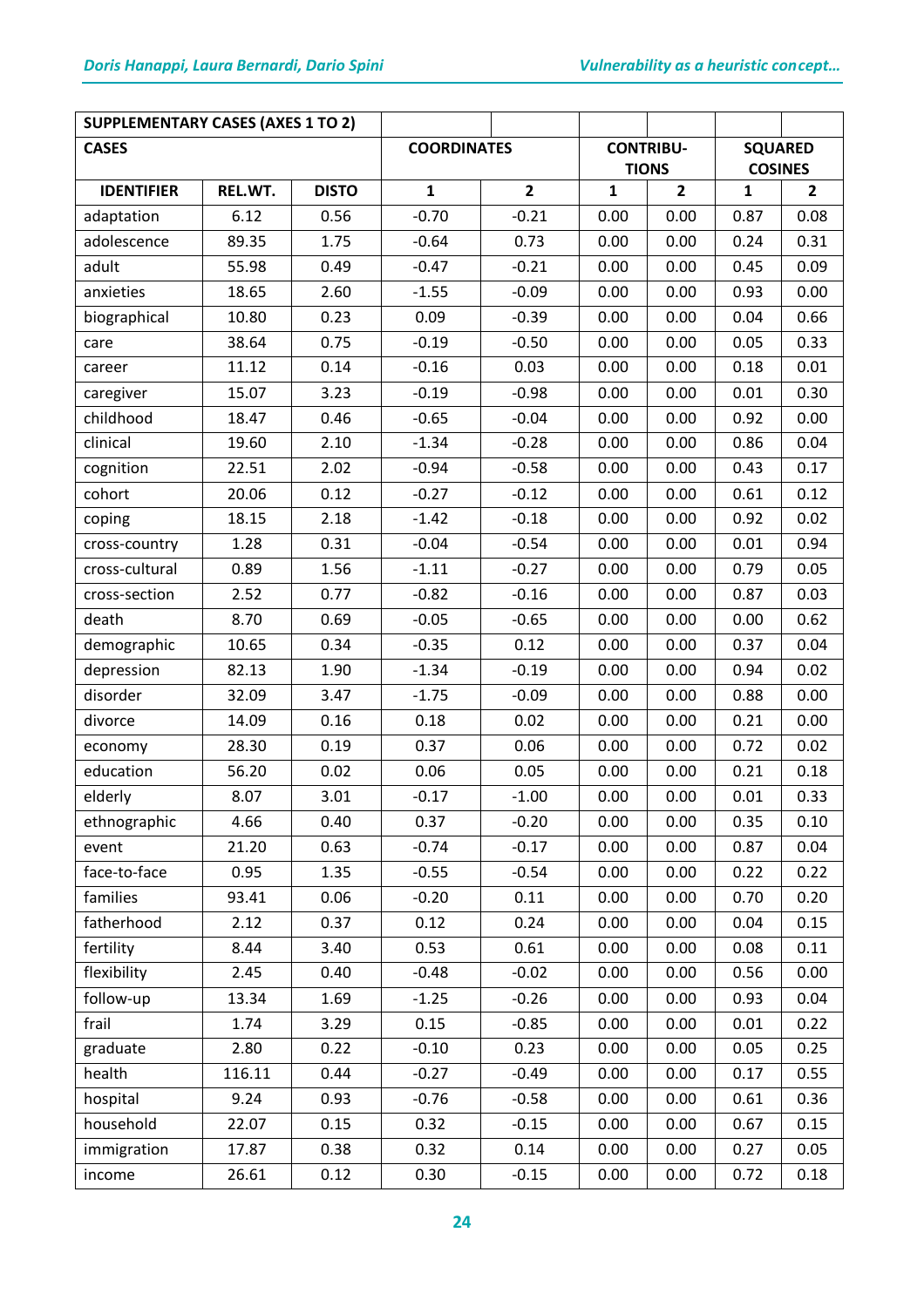| SUPPLEMENTARY CASES (AXES 1 TO 2) | | | | | | | | |
|---|---|---|---|---|---|---|---|---|
| CASES | | | COORDINATES | | CONTRIBU-TIONS | | SQUARED COSINES | |
| IDENTIFIER | REL.WT. | DISTO | 1 | 2 | 1 | 2 | 1 | 2 |
| adaptation | 6.12 | 0.56 | -0.70 | -0.21 | 0.00 | 0.00 | 0.87 | 0.08 |
| adolescence | 89.35 | 1.75 | -0.64 | 0.73 | 0.00 | 0.00 | 0.24 | 0.31 |
| adult | 55.98 | 0.49 | -0.47 | -0.21 | 0.00 | 0.00 | 0.45 | 0.09 |
| anxieties | 18.65 | 2.60 | -1.55 | -0.09 | 0.00 | 0.00 | 0.93 | 0.00 |
| biographical | 10.80 | 0.23 | 0.09 | -0.39 | 0.00 | 0.00 | 0.04 | 0.66 |
| care | 38.64 | 0.75 | -0.19 | -0.50 | 0.00 | 0.00 | 0.05 | 0.33 |
| career | 11.12 | 0.14 | -0.16 | 0.03 | 0.00 | 0.00 | 0.18 | 0.01 |
| caregiver | 15.07 | 3.23 | -0.19 | -0.98 | 0.00 | 0.00 | 0.01 | 0.30 |
| childhood | 18.47 | 0.46 | -0.65 | -0.04 | 0.00 | 0.00 | 0.92 | 0.00 |
| clinical | 19.60 | 2.10 | -1.34 | -0.28 | 0.00 | 0.00 | 0.86 | 0.04 |
| cognition | 22.51 | 2.02 | -0.94 | -0.58 | 0.00 | 0.00 | 0.43 | 0.17 |
| cohort | 20.06 | 0.12 | -0.27 | -0.12 | 0.00 | 0.00 | 0.61 | 0.12 |
| coping | 18.15 | 2.18 | -1.42 | -0.18 | 0.00 | 0.00 | 0.92 | 0.02 |
| cross-country | 1.28 | 0.31 | -0.04 | -0.54 | 0.00 | 0.00 | 0.01 | 0.94 |
| cross-cultural | 0.89 | 1.56 | -1.11 | -0.27 | 0.00 | 0.00 | 0.79 | 0.05 |
| cross-section | 2.52 | 0.77 | -0.82 | -0.16 | 0.00 | 0.00 | 0.87 | 0.03 |
| death | 8.70 | 0.69 | -0.05 | -0.65 | 0.00 | 0.00 | 0.00 | 0.62 |
| demographic | 10.65 | 0.34 | -0.35 | 0.12 | 0.00 | 0.00 | 0.37 | 0.04 |
| depression | 82.13 | 1.90 | -1.34 | -0.19 | 0.00 | 0.00 | 0.94 | 0.02 |
| disorder | 32.09 | 3.47 | -1.75 | -0.09 | 0.00 | 0.00 | 0.88 | 0.00 |
| divorce | 14.09 | 0.16 | 0.18 | 0.02 | 0.00 | 0.00 | 0.21 | 0.00 |
| economy | 28.30 | 0.19 | 0.37 | 0.06 | 0.00 | 0.00 | 0.72 | 0.02 |
| education | 56.20 | 0.02 | 0.06 | 0.05 | 0.00 | 0.00 | 0.21 | 0.18 |
| elderly | 8.07 | 3.01 | -0.17 | -1.00 | 0.00 | 0.00 | 0.01 | 0.33 |
| ethnographic | 4.66 | 0.40 | 0.37 | -0.20 | 0.00 | 0.00 | 0.35 | 0.10 |
| event | 21.20 | 0.63 | -0.74 | -0.17 | 0.00 | 0.00 | 0.87 | 0.04 |
| face-to-face | 0.95 | 1.35 | -0.55 | -0.54 | 0.00 | 0.00 | 0.22 | 0.22 |
| families | 93.41 | 0.06 | -0.20 | 0.11 | 0.00 | 0.00 | 0.70 | 0.20 |
| fatherhood | 2.12 | 0.37 | 0.12 | 0.24 | 0.00 | 0.00 | 0.04 | 0.15 |
| fertility | 8.44 | 3.40 | 0.53 | 0.61 | 0.00 | 0.00 | 0.08 | 0.11 |
| flexibility | 2.45 | 0.40 | -0.48 | -0.02 | 0.00 | 0.00 | 0.56 | 0.00 |
| follow-up | 13.34 | 1.69 | -1.25 | -0.26 | 0.00 | 0.00 | 0.93 | 0.04 |
| frail | 1.74 | 3.29 | 0.15 | -0.85 | 0.00 | 0.00 | 0.01 | 0.22 |
| graduate | 2.80 | 0.22 | -0.10 | 0.23 | 0.00 | 0.00 | 0.05 | 0.25 |
| health | 116.11 | 0.44 | -0.27 | -0.49 | 0.00 | 0.00 | 0.17 | 0.55 |
| hospital | 9.24 | 0.93 | -0.76 | -0.58 | 0.00 | 0.00 | 0.61 | 0.36 |
| household | 22.07 | 0.15 | 0.32 | -0.15 | 0.00 | 0.00 | 0.67 | 0.15 |
| immigration | 17.87 | 0.38 | 0.32 | 0.14 | 0.00 | 0.00 | 0.27 | 0.05 |
| income | 26.61 | 0.12 | 0.30 | -0.15 | 0.00 | 0.00 | 0.72 | 0.18 |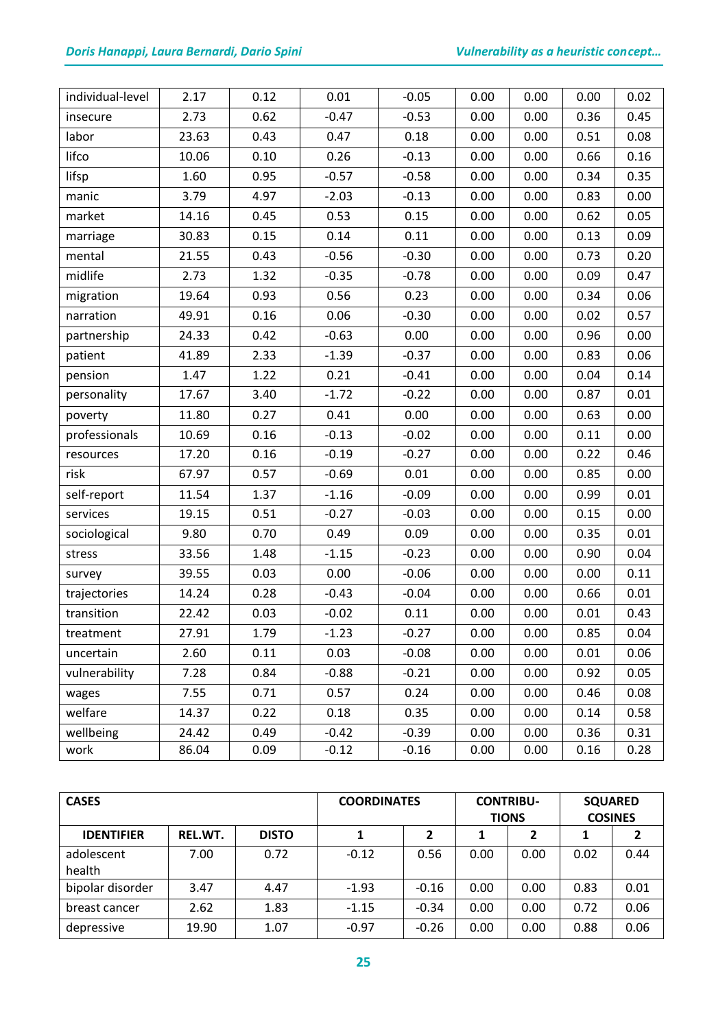| | | | | | | | | |
|---|---|---|---|---|---|---|---|---|
| individual-level | 2.17 | 0.12 | 0.01 | -0.05 | 0.00 | 0.00 | 0.00 | 0.02 |
| insecure | 2.73 | 0.62 | -0.47 | -0.53 | 0.00 | 0.00 | 0.36 | 0.45 |
| labor | 23.63 | 0.43 | 0.47 | 0.18 | 0.00 | 0.00 | 0.51 | 0.08 |
| lifco | 10.06 | 0.10 | 0.26 | -0.13 | 0.00 | 0.00 | 0.66 | 0.16 |
| lifsp | 1.60 | 0.95 | -0.57 | -0.58 | 0.00 | 0.00 | 0.34 | 0.35 |
| manic | 3.79 | 4.97 | -2.03 | -0.13 | 0.00 | 0.00 | 0.83 | 0.00 |
| market | 14.16 | 0.45 | 0.53 | 0.15 | 0.00 | 0.00 | 0.62 | 0.05 |
| marriage | 30.83 | 0.15 | 0.14 | 0.11 | 0.00 | 0.00 | 0.13 | 0.09 |
| mental | 21.55 | 0.43 | -0.56 | -0.30 | 0.00 | 0.00 | 0.73 | 0.20 |
| midlife | 2.73 | 1.32 | -0.35 | -0.78 | 0.00 | 0.00 | 0.09 | 0.47 |
| migration | 19.64 | 0.93 | 0.56 | 0.23 | 0.00 | 0.00 | 0.34 | 0.06 |
| narration | 49.91 | 0.16 | 0.06 | -0.30 | 0.00 | 0.00 | 0.02 | 0.57 |
| partnership | 24.33 | 0.42 | -0.63 | 0.00 | 0.00 | 0.00 | 0.96 | 0.00 |
| patient | 41.89 | 2.33 | -1.39 | -0.37 | 0.00 | 0.00 | 0.83 | 0.06 |
| pension | 1.47 | 1.22 | 0.21 | -0.41 | 0.00 | 0.00 | 0.04 | 0.14 |
| personality | 17.67 | 3.40 | -1.72 | -0.22 | 0.00 | 0.00 | 0.87 | 0.01 |
| poverty | 11.80 | 0.27 | 0.41 | 0.00 | 0.00 | 0.00 | 0.63 | 0.00 |
| professionals | 10.69 | 0.16 | -0.13 | -0.02 | 0.00 | 0.00 | 0.11 | 0.00 |
| resources | 17.20 | 0.16 | -0.19 | -0.27 | 0.00 | 0.00 | 0.22 | 0.46 |
| risk | 67.97 | 0.57 | -0.69 | 0.01 | 0.00 | 0.00 | 0.85 | 0.00 |
| self-report | 11.54 | 1.37 | -1.16 | -0.09 | 0.00 | 0.00 | 0.99 | 0.01 |
| services | 19.15 | 0.51 | -0.27 | -0.03 | 0.00 | 0.00 | 0.15 | 0.00 |
| sociological | 9.80 | 0.70 | 0.49 | 0.09 | 0.00 | 0.00 | 0.35 | 0.01 |
| stress | 33.56 | 1.48 | -1.15 | -0.23 | 0.00 | 0.00 | 0.90 | 0.04 |
| survey | 39.55 | 0.03 | 0.00 | -0.06 | 0.00 | 0.00 | 0.00 | 0.11 |
| trajectories | 14.24 | 0.28 | -0.43 | -0.04 | 0.00 | 0.00 | 0.66 | 0.01 |
| transition | 22.42 | 0.03 | -0.02 | 0.11 | 0.00 | 0.00 | 0.01 | 0.43 |
| treatment | 27.91 | 1.79 | -1.23 | -0.27 | 0.00 | 0.00 | 0.85 | 0.04 |
| uncertain | 2.60 | 0.11 | 0.03 | -0.08 | 0.00 | 0.00 | 0.01 | 0.06 |
| vulnerability | 7.28 | 0.84 | -0.88 | -0.21 | 0.00 | 0.00 | 0.92 | 0.05 |
| wages | 7.55 | 0.71 | 0.57 | 0.24 | 0.00 | 0.00 | 0.46 | 0.08 |
| welfare | 14.37 | 0.22 | 0.18 | 0.35 | 0.00 | 0.00 | 0.14 | 0.58 |
| wellbeing | 24.42 | 0.49 | -0.42 | -0.39 | 0.00 | 0.00 | 0.36 | 0.31 |
| work | 86.04 | 0.09 | -0.12 | -0.16 | 0.00 | 0.00 | 0.16 | 0.28 |

| **CASES** | | | **COORDINATES** | | **CONTRIBU-TIONS** | | **SQUARED COSINES** | |
|---|---|---|---|---|---|---|---|---|
| **IDENTIFIER** | **REL.WT.** | **DISTO** | **1** | **2** | **1** | **2** | **1** | **2** |
| adolescent health | 7.00 | 0.72 | -0.12 | 0.56 | 0.00 | 0.00 | 0.02 | 0.44 |
| bipolar disorder | 3.47 | 4.47 | -1.93 | -0.16 | 0.00 | 0.00 | 0.83 | 0.01 |
| breast cancer | 2.62 | 1.83 | -1.15 | -0.34 | 0.00 | 0.00 | 0.72 | 0.06 |
| depressive | 19.90 | 1.07 | -0.97 | -0.26 | 0.00 | 0.00 | 0.88 | 0.06 |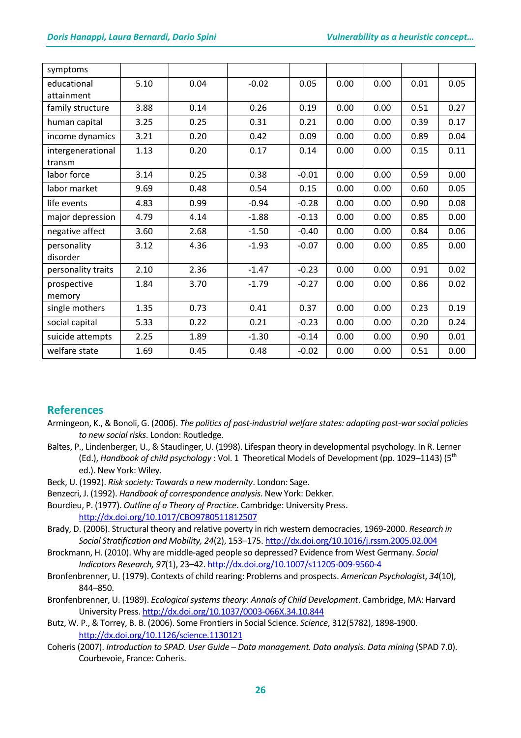| | | | | | | | | |
|---|---|---|---|---|---|---|---|---|
| symptoms | | | | | | | | |
| educational attainment | 5.10 | 0.04 | -0.02 | 0.05 | 0.00 | 0.00 | 0.01 | 0.05 |
| family structure | 3.88 | 0.14 | 0.26 | 0.19 | 0.00 | 0.00 | 0.51 | 0.27 |
| human capital | 3.25 | 0.25 | 0.31 | 0.21 | 0.00 | 0.00 | 0.39 | 0.17 |
| income dynamics | 3.21 | 0.20 | 0.42 | 0.09 | 0.00 | 0.00 | 0.89 | 0.04 |
| intergenerational transm | 1.13 | 0.20 | 0.17 | 0.14 | 0.00 | 0.00 | 0.15 | 0.11 |
| labor force | 3.14 | 0.25 | 0.38 | -0.01 | 0.00 | 0.00 | 0.59 | 0.00 |
| labor market | 9.69 | 0.48 | 0.54 | 0.15 | 0.00 | 0.00 | 0.60 | 0.05 |
| life events | 4.83 | 0.99 | -0.94 | -0.28 | 0.00 | 0.00 | 0.90 | 0.08 |
| major depression | 4.79 | 4.14 | -1.88 | -0.13 | 0.00 | 0.00 | 0.85 | 0.00 |
| negative affect | 3.60 | 2.68 | -1.50 | -0.40 | 0.00 | 0.00 | 0.84 | 0.06 |
| personality disorder | 3.12 | 4.36 | -1.93 | -0.07 | 0.00 | 0.00 | 0.85 | 0.00 |
| personality traits | 2.10 | 2.36 | -1.47 | -0.23 | 0.00 | 0.00 | 0.91 | 0.02 |
| prospective memory | 1.84 | 3.70 | -1.79 | -0.27 | 0.00 | 0.00 | 0.86 | 0.02 |
| single mothers | 1.35 | 0.73 | 0.41 | 0.37 | 0.00 | 0.00 | 0.23 | 0.19 |
| social capital | 5.33 | 0.22 | 0.21 | -0.23 | 0.00 | 0.00 | 0.20 | 0.24 |
| suicide attempts | 2.25 | 1.89 | -1.30 | -0.14 | 0.00 | 0.00 | 0.90 | 0.01 |
| welfare state | 1.69 | 0.45 | 0.48 | -0.02 | 0.00 | 0.00 | 0.51 | 0.00 |

## References

Armingeon, K., & Bonoli, G. (2006). *The politics of post-industrial welfare states: adapting post-war social policies to new social risks*. London: Routledge.

Baltes, P., Lindenberger, U., & Staudinger, U. (1998). Lifespan theory in developmental psychology. In R. Lerner (Ed.), *Handbook of child psychology* : Vol. 1 Theoretical Models of Development (pp. 1029–1143) (5th ed.). New York: Wiley.

Beck, U. (1992). *Risk society: Towards a new modernity*. London: Sage.

Benzecri, J. (1992). *Handbook of correspondence analysis*. New York: Dekker.

Bourdieu, P. (1977). *Outline of a Theory of Practice*. Cambridge: University Press. http://dx.doi.org/10.1017/CBO9780511812507

Brady, D. (2006). Structural theory and relative poverty in rich western democracies, 1969-2000. *Research in Social Stratification and Mobility, 24*(2), 153–175. http://dx.doi.org/10.1016/j.rssm.2005.02.004

Brockmann, H. (2010). Why are middle-aged people so depressed? Evidence from West Germany. *Social Indicators Research, 97*(1), 23–42. http://dx.doi.org/10.1007/s11205-009-9560-4

Bronfenbrenner, U. (1979). Contexts of child rearing: Problems and prospects. *American Psychologist*, *34*(10), 844–850.

Bronfenbrenner, U. (1989). *Ecological systems theory*: *Annals of Child Development*. Cambridge, MA: Harvard University Press. http://dx.doi.org/10.1037/0003-066X.34.10.844

Butz, W. P., & Torrey, B. B. (2006). Some Frontiers in Social Science. *Science*, 312(5782), 1898-1900. http://dx.doi.org/10.1126/science.1130121

Coheris (2007). *Introduction to SPAD. User Guide – Data management. Data analysis. Data mining* (SPAD 7.0). Courbevoie, France: Coheris.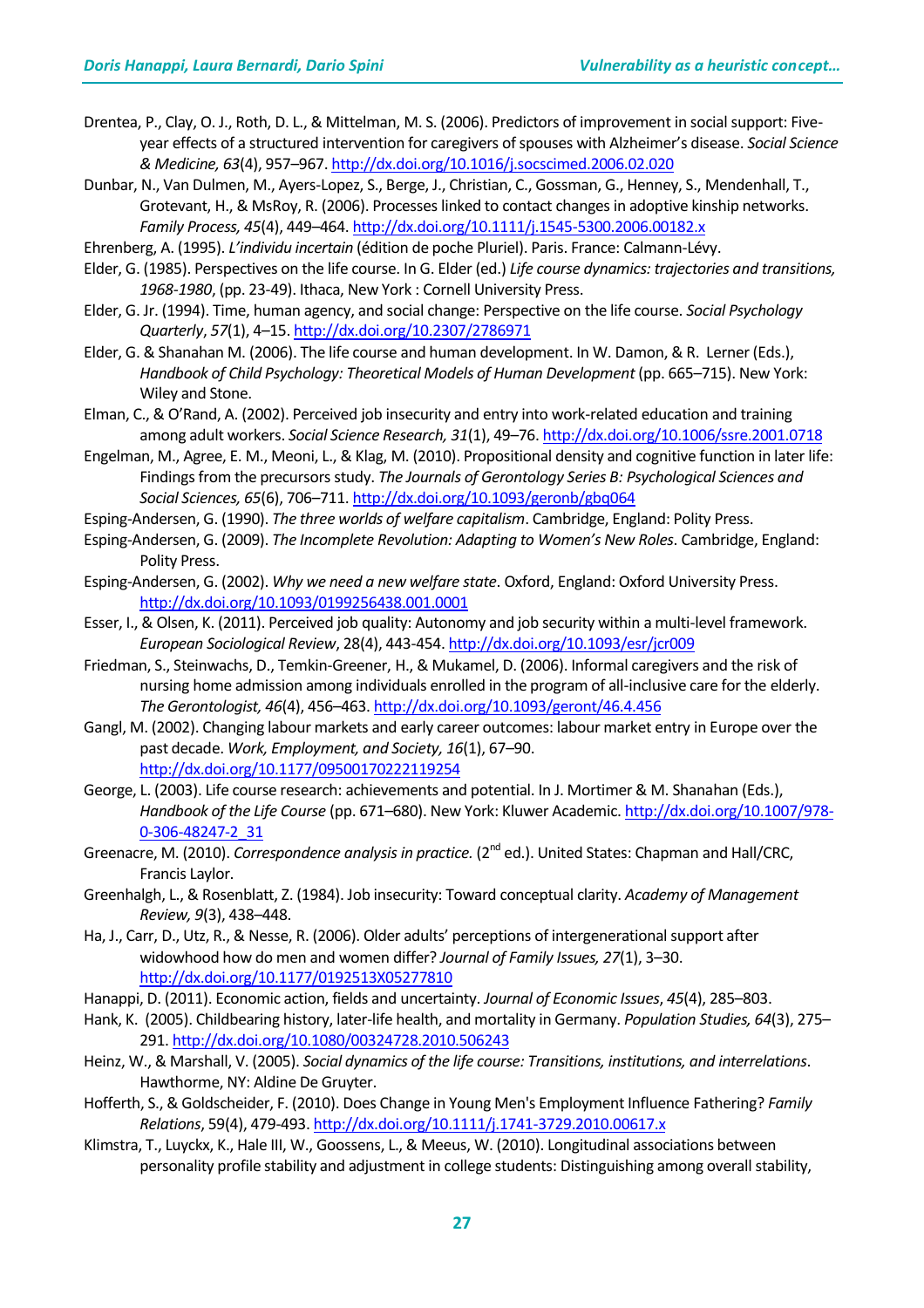Drentea, P., Clay, O. J., Roth, D. L., & Mittelman, M. S. (2006). Predictors of improvement in social support: Five-year effects of a structured intervention for caregivers of spouses with Alzheimer's disease. *Social Science & Medicine, 63*(4), 957–967. http://dx.doi.org/10.1016/j.socscimed.2006.02.020

Dunbar, N., Van Dulmen, M., Ayers-Lopez, S., Berge, J., Christian, C., Gossman, G., Henney, S., Mendenhall, T., Grotevant, H., & MsRoy, R. (2006). Processes linked to contact changes in adoptive kinship networks. *Family Process, 45*(4), 449–464. http://dx.doi.org/10.1111/j.1545-5300.2006.00182.x

Ehrenberg, A. (1995). *L'individu incertain* (édition de poche Pluriel). Paris. France: Calmann-Lévy.

Elder, G. (1985). Perspectives on the life course. In G. Elder (ed.) *Life course dynamics: trajectories and transitions, 1968-1980*, (pp. 23-49). Ithaca, New York : Cornell University Press.

Elder, G. Jr. (1994). Time, human agency, and social change: Perspective on the life course. *Social Psychology Quarterly*, *57*(1), 4–15. http://dx.doi.org/10.2307/2786971

Elder, G. & Shanahan M. (2006). The life course and human development. In W. Damon, & R. Lerner (Eds.), *Handbook of Child Psychology: Theoretical Models of Human Development* (pp. 665–715). New York: Wiley and Stone.

Elman, C., & O'Rand, A. (2002). Perceived job insecurity and entry into work-related education and training among adult workers. *Social Science Research, 31*(1), 49–76. http://dx.doi.org/10.1006/ssre.2001.0718

Engelman, M., Agree, E. M., Meoni, L., & Klag, M. (2010). Propositional density and cognitive function in later life: Findings from the precursors study. *The Journals of Gerontology Series B: Psychological Sciences and Social Sciences, 65*(6), 706–711. http://dx.doi.org/10.1093/geronb/gbq064

Esping-Andersen, G. (1990). *The three worlds of welfare capitalism*. Cambridge, England: Polity Press.

Esping-Andersen, G. (2009). *The Incomplete Revolution: Adapting to Women's New Roles*. Cambridge, England: Polity Press.

Esping-Andersen, G. (2002). *Why we need a new welfare state*. Oxford, England: Oxford University Press. http://dx.doi.org/10.1093/0199256438.001.0001

Esser, I., & Olsen, K. (2011). Perceived job quality: Autonomy and job security within a multi-level framework. *European Sociological Review*, 28(4), 443-454. http://dx.doi.org/10.1093/esr/jcr009

Friedman, S., Steinwachs, D., Temkin-Greener, H., & Mukamel, D. (2006). Informal caregivers and the risk of nursing home admission among individuals enrolled in the program of all-inclusive care for the elderly. *The Gerontologist, 46*(4), 456–463. http://dx.doi.org/10.1093/geront/46.4.456

Gangl, M. (2002). Changing labour markets and early career outcomes: labour market entry in Europe over the past decade. *Work, Employment, and Society, 16*(1), 67–90. http://dx.doi.org/10.1177/09500170222119254

George, L. (2003). Life course research: achievements and potential. In J. Mortimer & M. Shanahan (Eds.), *Handbook of the Life Course* (pp. 671–680). New York: Kluwer Academic. http://dx.doi.org/10.1007/978-0-306-48247-2_31

Greenacre, M. (2010). *Correspondence analysis in practice.* (2nd ed.). United States: Chapman and Hall/CRC, Francis Laylor.

Greenhalgh, L., & Rosenblatt, Z. (1984). Job insecurity: Toward conceptual clarity. *Academy of Management Review, 9*(3), 438–448.

Ha, J., Carr, D., Utz, R., & Nesse, R. (2006). Older adults' perceptions of intergenerational support after widowhood how do men and women differ? *Journal of Family Issues, 27*(1), 3–30. http://dx.doi.org/10.1177/0192513X05277810

Hanappi, D. (2011). Economic action, fields and uncertainty. *Journal of Economic Issues*, *45*(4), 285–803.

Hank, K. (2005). Childbearing history, later-life health, and mortality in Germany. *Population Studies, 64*(3), 275–291. http://dx.doi.org/10.1080/00324728.2010.506243

Heinz, W., & Marshall, V. (2005). *Social dynamics of the life course: Transitions, institutions, and interrelations*. Hawthorne, NY: Aldine De Gruyter.

Hofferth, S., & Goldscheider, F. (2010). Does Change in Young Men's Employment Influence Fathering? *Family Relations*, 59(4), 479-493. http://dx.doi.org/10.1111/j.1741-3729.2010.00617.x

Klimstra, T., Luyckx, K., Hale III, W., Goossens, L., & Meeus, W. (2010). Longitudinal associations between personality profile stability and adjustment in college students: Distinguishing among overall stability,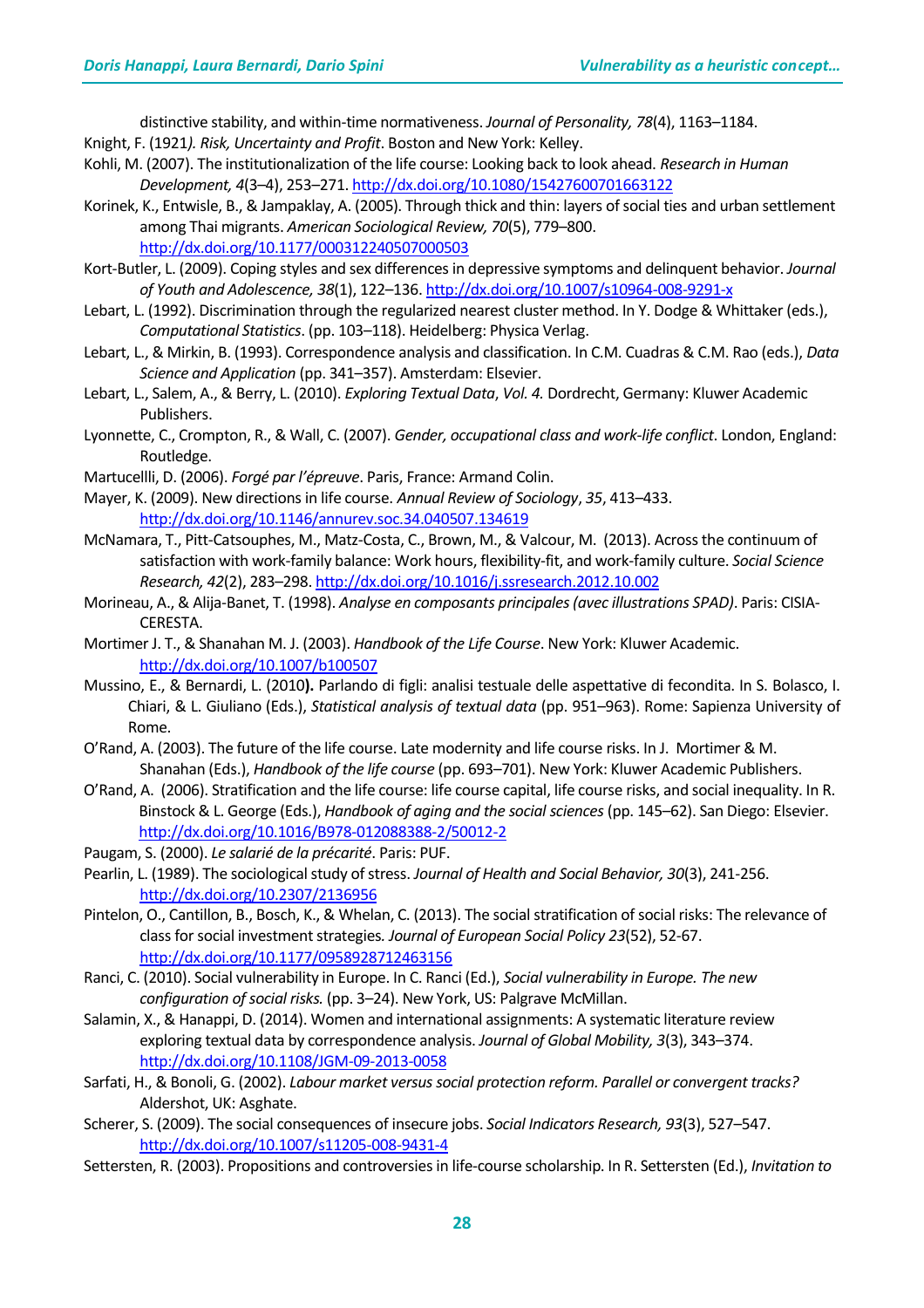distinctive stability, and within-time normativeness. *Journal of Personality, 78*(4), 1163–1184.

Knight, F. (1921*). Risk, Uncertainty and Profit*. Boston and New York: Kelley.

Kohli, M. (2007). The institutionalization of the life course: Looking back to look ahead. *Research in Human Development, 4*(3–4), 253–271. http://dx.doi.org/10.1080/15427600701663122

Korinek, K., Entwisle, B., & Jampaklay, A. (2005). Through thick and thin: layers of social ties and urban settlement among Thai migrants. *American Sociological Review, 70*(5), 779–800. http://dx.doi.org/10.1177/000312240507000503

Kort-Butler, L. (2009). Coping styles and sex differences in depressive symptoms and delinquent behavior. *Journal of Youth and Adolescence, 38*(1), 122–136. http://dx.doi.org/10.1007/s10964-008-9291-x

Lebart, L. (1992). Discrimination through the regularized nearest cluster method. In Y. Dodge & Whittaker (eds.), *Computational Statistics*. (pp. 103–118). Heidelberg: Physica Verlag.

Lebart, L., & Mirkin, B. (1993). Correspondence analysis and classification. In C.M. Cuadras & C.M. Rao (eds.), *Data Science and Application* (pp. 341–357). Amsterdam: Elsevier.

Lebart, L., Salem, A., & Berry, L. (2010). *Exploring Textual Data*, *Vol. 4.* Dordrecht, Germany: Kluwer Academic Publishers.

Lyonnette, C., Crompton, R., & Wall, C. (2007). *Gender, occupational class and work-life conflict*. London, England: Routledge.

Martucellli, D. (2006). *Forgé par l'épreuve*. Paris, France: Armand Colin.

Mayer, K. (2009). New directions in life course. *Annual Review of Sociology*, *35*, 413–433. http://dx.doi.org/10.1146/annurev.soc.34.040507.134619

McNamara, T., Pitt-Catsouphes, M., Matz-Costa, C., Brown, M., & Valcour, M. (2013). Across the continuum of satisfaction with work-family balance: Work hours, flexibility-fit, and work-family culture. *Social Science Research, 42*(2), 283–298. http://dx.doi.org/10.1016/j.ssresearch.2012.10.002

Morineau, A., & Alija-Banet, T. (1998). *Analyse en composants principales (avec illustrations SPAD)*. Paris: CISIA-CERESTA.

Mortimer J. T., & Shanahan M. J. (2003). *Handbook of the Life Course*. New York: Kluwer Academic. http://dx.doi.org/10.1007/b100507

Mussino, E., & Bernardi, L. (2010**).** Parlando di figli: analisi testuale delle aspettative di fecondita. In S. Bolasco, I. Chiari, & L. Giuliano (Eds.), *Statistical analysis of textual data* (pp. 951–963). Rome: Sapienza University of Rome.

O'Rand, A. (2003). The future of the life course. Late modernity and life course risks. In J. Mortimer & M. Shanahan (Eds.), *Handbook of the life course* (pp. 693–701). New York: Kluwer Academic Publishers.

O'Rand, A. (2006). Stratification and the life course: life course capital, life course risks, and social inequality. In R. Binstock & L. George (Eds.), *Handbook of aging and the social sciences* (pp. 145–62). San Diego: Elsevier. http://dx.doi.org/10.1016/B978-012088388-2/50012-2

Paugam, S. (2000). *Le salarié de la précarité*. Paris: PUF.

Pearlin, L. (1989). The sociological study of stress. *Journal of Health and Social Behavior, 30*(3), 241-256. http://dx.doi.org/10.2307/2136956

Pintelon, O., Cantillon, B., Bosch, K., & Whelan, C. (2013). The social stratification of social risks: The relevance of class for social investment strategies*. Journal of European Social Policy 23*(52), 52-67. http://dx.doi.org/10.1177/0958928712463156

Ranci, C. (2010). Social vulnerability in Europe. In C. Ranci (Ed.), *Social vulnerability in Europe. The new configuration of social risks.* (pp. 3–24). New York, US: Palgrave McMillan.

Salamin, X., & Hanappi, D. (2014). Women and international assignments: A systematic literature review exploring textual data by correspondence analysis. *Journal of Global Mobility, 3*(3), 343–374. http://dx.doi.org/10.1108/JGM-09-2013-0058

Sarfati, H., & Bonoli, G. (2002). *Labour market versus social protection reform. Parallel or convergent tracks?* Aldershot, UK: Asghate.

Scherer, S. (2009). The social consequences of insecure jobs. *Social Indicators Research, 93*(3), 527–547. http://dx.doi.org/10.1007/s11205-008-9431-4

Settersten, R. (2003). Propositions and controversies in life-course scholarship. In R. Settersten (Ed.), *Invitation to*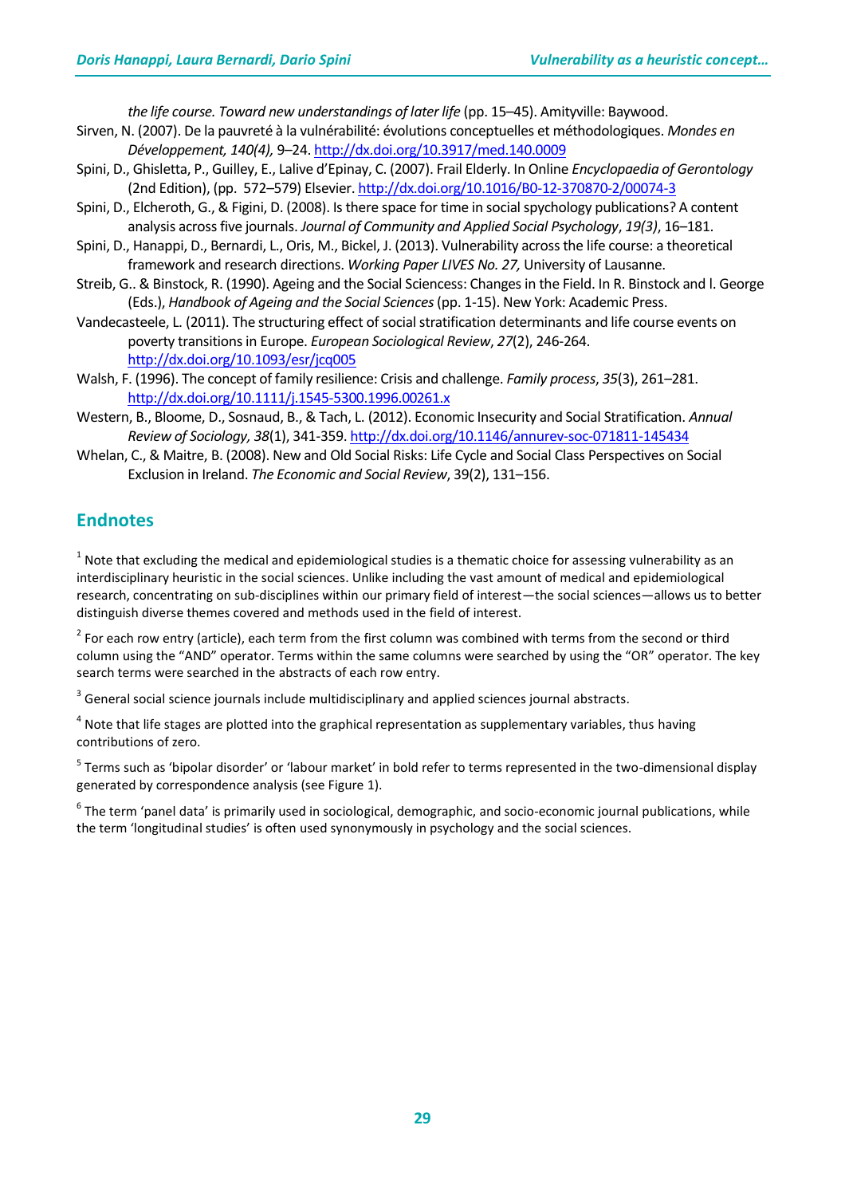*the life course. Toward new understandings of later life* (pp. 15–45). Amityville: Baywood.

Sirven, N. (2007). De la pauvreté à la vulnérabilité: évolutions conceptuelles et méthodologiques. *Mondes en Développement, 140(4),* 9–24. http://dx.doi.org/10.3917/med.140.0009

Spini, D., Ghisletta, P., Guilley, E., Lalive d'Epinay, C. (2007). Frail Elderly. In Online *Encyclopaedia of Gerontology* (2nd Edition), (pp. 572–579) Elsevier. http://dx.doi.org/10.1016/B0-12-370870-2/00074-3

Spini, D., Elcheroth, G., & Figini, D. (2008). Is there space for time in social spsychology publications? A content analysis across five journals. *Journal of Community and Applied Social Psychology*, *19(3)*, 16–181.

Spini, D., Hanappi, D., Bernardi, L., Oris, M., Bickel, J. (2013). Vulnerability across the life course: a theoretical framework and research directions. *Working Paper LIVES No. 27,* University of Lausanne.

Streib, G.. & Binstock, R. (1990). Ageing and the Social Sciencess: Changes in the Field. In R. Binstock and l. George (Eds.), *Handbook of Ageing and the Social Sciences* (pp. 1-15). New York: Academic Press.

Vandecasteele, L. (2011). The structuring effect of social stratification determinants and life course events on poverty transitions in Europe. *European Sociological Review*, *27*(2), 246-264. http://dx.doi.org/10.1093/esr/jcq005

Walsh, F. (1996). The concept of family resilience: Crisis and challenge. *Family process*, *35*(3), 261–281. http://dx.doi.org/10.1111/j.1545-5300.1996.00261.x

Western, B., Bloome, D., Sosnaud, B., & Tach, L. (2012). Economic Insecurity and Social Stratification. *Annual Review of Sociology, 38*(1), 341-359. http://dx.doi.org/10.1146/annurev-soc-071811-145434

Whelan, C., & Maitre, B. (2008). New and Old Social Risks: Life Cycle and Social Class Perspectives on Social Exclusion in Ireland. *The Economic and Social Review*, 39(2), 131–156.

## Endnotes

[1] Note that excluding the medical and epidemiological studies is a thematic choice for assessing vulnerability as an interdisciplinary heuristic in the social sciences. Unlike including the vast amount of medical and epidemiological research, concentrating on sub-disciplines within our primary field of interest—the social sciences—allows us to better distinguish diverse themes covered and methods used in the field of interest.

[2] For each row entry (article), each term from the first column was combined with terms from the second or third column using the "AND" operator. Terms within the same columns were searched by using the "OR" operator. The key search terms were searched in the abstracts of each row entry.

[3] General social science journals include multidisciplinary and applied sciences journal abstracts.

[4] Note that life stages are plotted into the graphical representation as supplementary variables, thus having contributions of zero.

[5] Terms such as 'bipolar disorder' or 'labour market' in bold refer to terms represented in the two-dimensional display generated by correspondence analysis (see Figure 1).

[6] The term 'panel data' is primarily used in sociological, demographic, and socio-economic journal publications, while the term 'longitudinal studies' is often used synonymously in psychology and the social sciences.